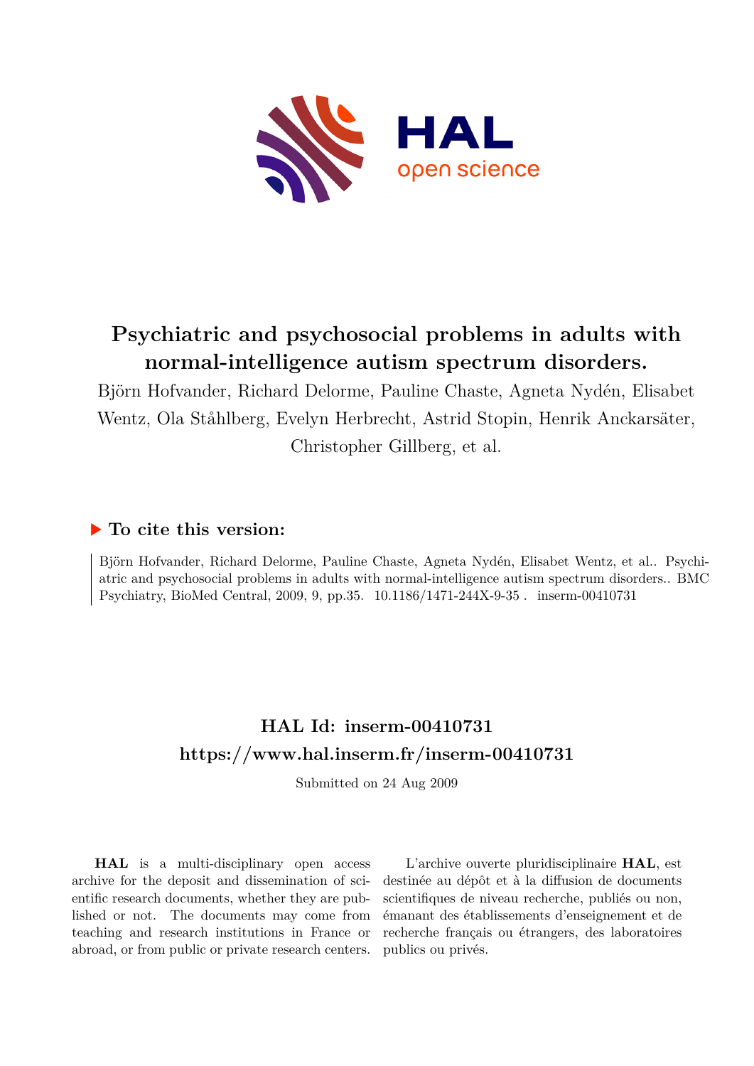# Psychiatric and psychosocial problems in adults with normal-intelligence autism spectrum disorders.

Björn Hofvander, Richard Delorme, Pauline Chaste, Agneta Nydén, Elisabet Wentz, Ola Ståhlberg, Evelyn Herbrecht, Astrid Stopin, Henrik Anckarsäter, Christopher Gillberg, et al.

## ▶ To cite this version:

Björn Hofvander, Richard Delorme, Pauline Chaste, Agneta Nydén, Elisabet Wentz, et al.. Psychiatric and psychosocial problems in adults with normal-intelligence autism spectrum disorders.. BMC Psychiatry, BioMed Central, 2009, 9, pp.35. 10.1186/1471-244X-9-35 . inserm-00410731

## HAL Id: inserm-00410731
## https://www.hal.inserm.fr/inserm-00410731

Submitted on 24 Aug 2009

**HAL** is a multi-disciplinary open access archive for the deposit and dissemination of scientific research documents, whether they are published or not. The documents may come from teaching and research institutions in France or abroad, or from public or private research centers.

L'archive ouverte pluridisciplinaire **HAL**, est destinée au dépôt et à la diffusion de documents scientifiques de niveau recherche, publiés ou non, émanant des établissements d'enseignement et de recherche français ou étrangers, des laboratoires publics ou privés.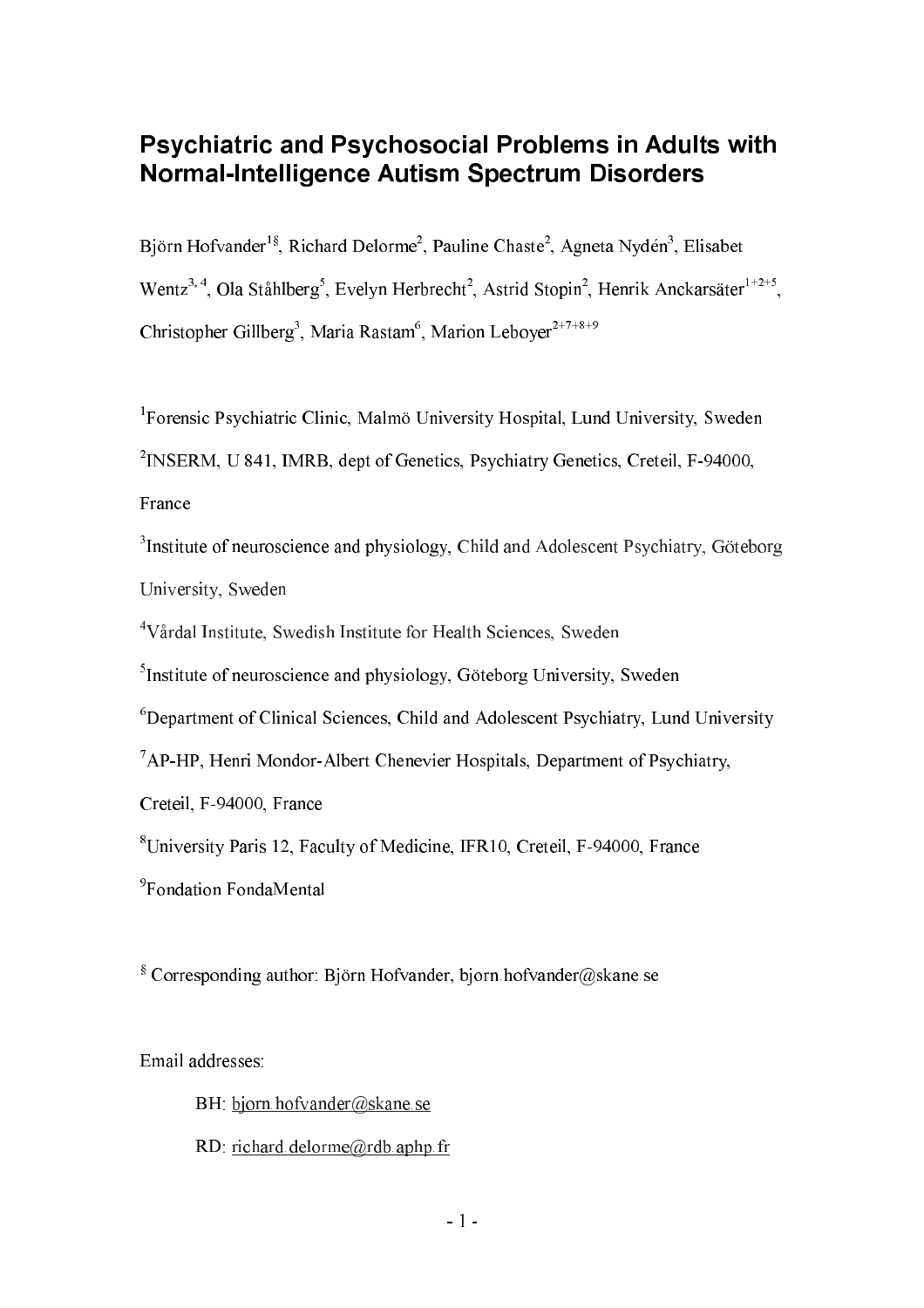# Psychiatric and Psychosocial Problems in Adults with Normal-Intelligence Autism Spectrum Disorders

Björn Hofvander[1§], Richard Delorme[2], Pauline Chaste[2], Agneta Nydén[3], Elisabet Wentz[3, 4], Ola Ståhlberg[5], Evelyn Herbrecht[2], Astrid Stopin[2], Henrik Anckarsäter[1+2+5], Christopher Gillberg[3], Maria Rastam[6], Marion Leboyer[2+7+8+9]

[1]Forensic Psychiatric Clinic, Malmö University Hospital, Lund University, Sweden

[2]INSERM, U 841, IMRB, dept of Genetics, Psychiatry Genetics, Creteil, F-94000, France

[3]Institute of neuroscience and physiology, Child and Adolescent Psychiatry, Göteborg University, Sweden

[4]Vårdal Institute, Swedish Institute for Health Sciences, Sweden

[5]Institute of neuroscience and physiology, Göteborg University, Sweden

[6]Department of Clinical Sciences, Child and Adolescent Psychiatry, Lund University

[7]AP-HP, Henri Mondor-Albert Chenevier Hospitals, Department of Psychiatry, Creteil, F-94000, France

[8]University Paris 12, Faculty of Medicine, IFR10, Creteil, F-94000, France

[9]Fondation FondaMental

[§] Corresponding author: Björn Hofvander, bjorn.hofvander@skane.se

Email addresses:

BH: bjorn.hofvander@skane.se

RD: richard.delorme@rdb.aphp.fr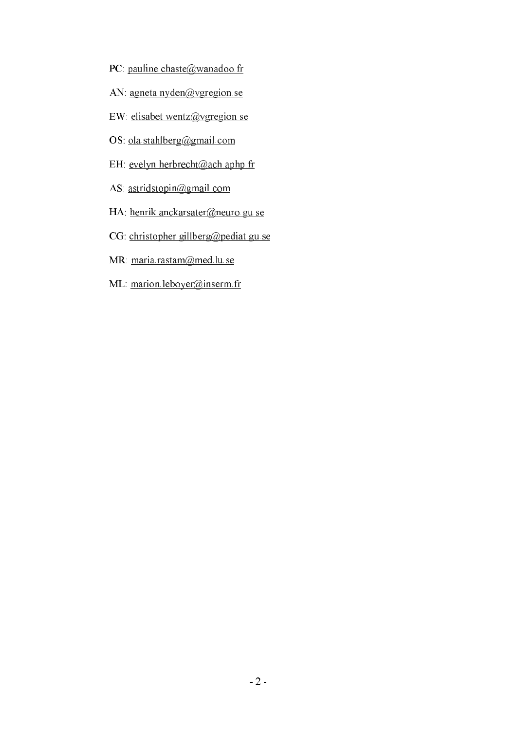PC: pauline.chaste@wanadoo.fr

AN: agneta.nyden@vgregion.se

EW: elisabet.wentz@vgregion.se

OS: ola.stahlberg@gmail.com

EH: evelyn.herbrecht@ach.aphp.fr

AS: astridstopin@gmail.com

HA: henrik.anckarsater@neuro.gu.se

CG: christopher.gillberg@pediat.gu.se

MR: maria.rastam@med.lu.se

ML: marion.leboyer@inserm.fr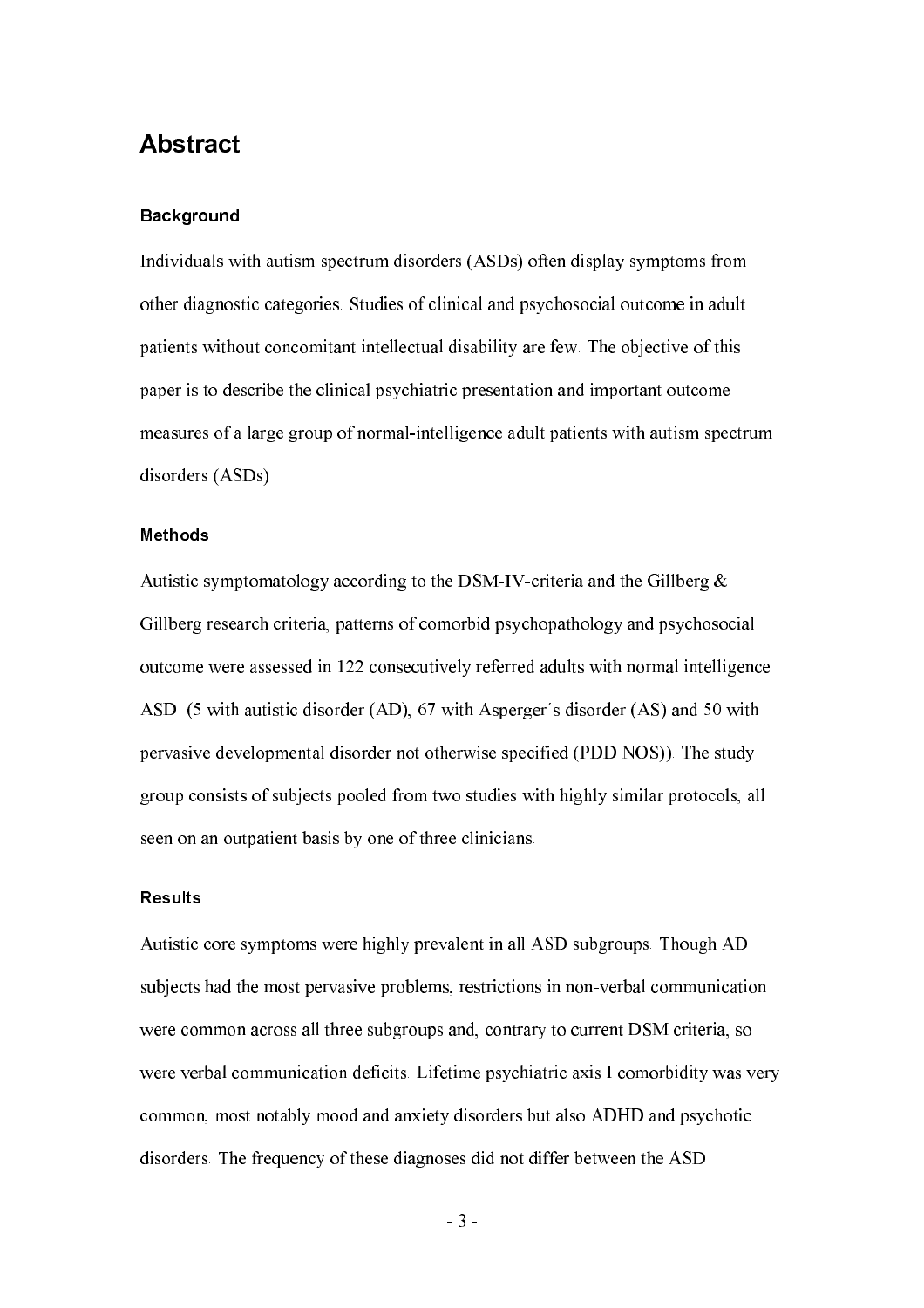## Abstract

### Background

Individuals with autism spectrum disorders (ASDs) often display symptoms from other diagnostic categories. Studies of clinical and psychosocial outcome in adult patients without concomitant intellectual disability are few. The objective of this paper is to describe the clinical psychiatric presentation and important outcome measures of a large group of normal-intelligence adult patients with autism spectrum disorders (ASDs).

### Methods

Autistic symptomatology according to the DSM-IV-criteria and the Gillberg & Gillberg research criteria, patterns of comorbid psychopathology and psychosocial outcome were assessed in 122 consecutively referred adults with normal intelligence ASD (5 with autistic disorder (AD), 67 with Asperger´s disorder (AS) and 50 with pervasive developmental disorder not otherwise specified (PDD NOS)). The study group consists of subjects pooled from two studies with highly similar protocols, all seen on an outpatient basis by one of three clinicians.

### Results

Autistic core symptoms were highly prevalent in all ASD subgroups. Though AD subjects had the most pervasive problems, restrictions in non-verbal communication were common across all three subgroups and, contrary to current DSM criteria, so were verbal communication deficits. Lifetime psychiatric axis I comorbidity was very common, most notably mood and anxiety disorders but also ADHD and psychotic disorders. The frequency of these diagnoses did not differ between the ASD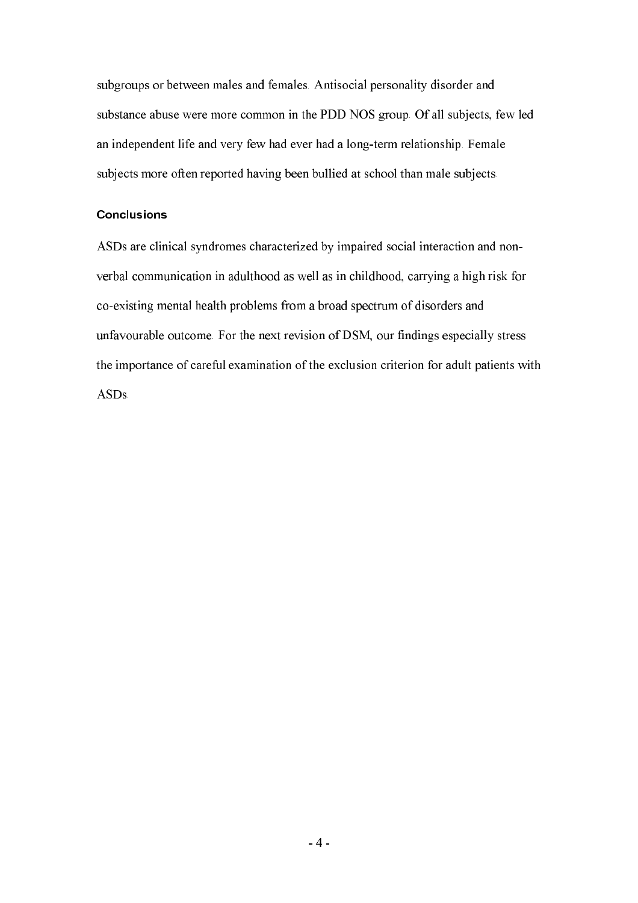subgroups or between males and females. Antisocial personality disorder and substance abuse were more common in the PDD NOS group. Of all subjects, few led an independent life and very few had ever had a long-term relationship. Female subjects more often reported having been bullied at school than male subjects.

### Conclusions

ASDs are clinical syndromes characterized by impaired social interaction and non-verbal communication in adulthood as well as in childhood, carrying a high risk for co-existing mental health problems from a broad spectrum of disorders and unfavourable outcome. For the next revision of DSM, our findings especially stress the importance of careful examination of the exclusion criterion for adult patients with ASDs.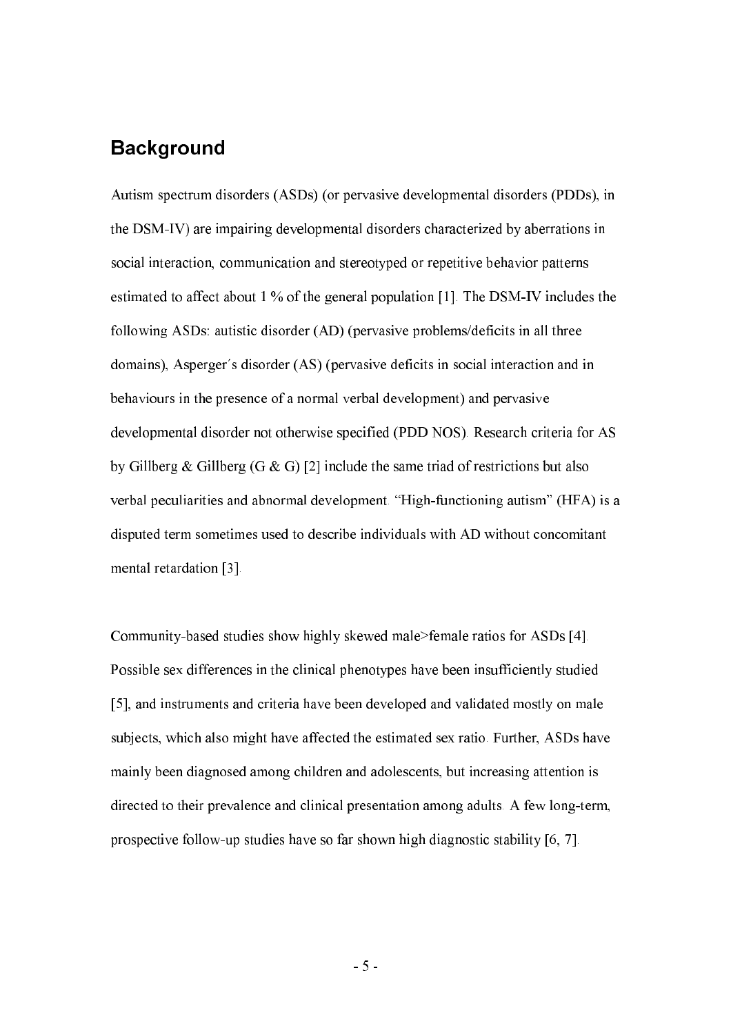## Background

Autism spectrum disorders (ASDs) (or pervasive developmental disorders (PDDs), in the DSM-IV) are impairing developmental disorders characterized by aberrations in social interaction, communication and stereotyped or repetitive behavior patterns estimated to affect about 1 % of the general population [1]. The DSM-IV includes the following ASDs: autistic disorder (AD) (pervasive problems/deficits in all three domains), Asperger´s disorder (AS) (pervasive deficits in social interaction and in behaviours in the presence of a normal verbal development) and pervasive developmental disorder not otherwise specified (PDD NOS). Research criteria for AS by Gillberg & Gillberg (G & G) [2] include the same triad of restrictions but also verbal peculiarities and abnormal development. "High-functioning autism" (HFA) is a disputed term sometimes used to describe individuals with AD without concomitant mental retardation [3].

Community-based studies show highly skewed male>female ratios for ASDs [4]. Possible sex differences in the clinical phenotypes have been insufficiently studied [5], and instruments and criteria have been developed and validated mostly on male subjects, which also might have affected the estimated sex ratio. Further, ASDs have mainly been diagnosed among children and adolescents, but increasing attention is directed to their prevalence and clinical presentation among adults. A few long-term, prospective follow-up studies have so far shown high diagnostic stability [6, 7].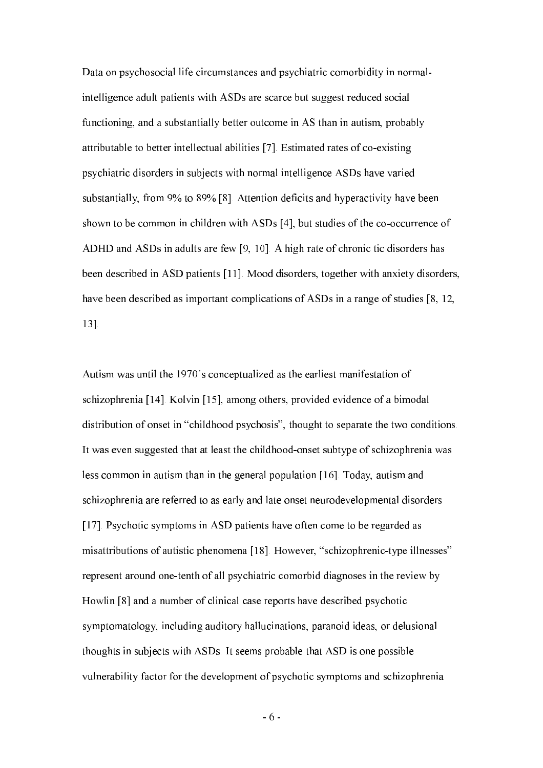Data on psychosocial life circumstances and psychiatric comorbidity in normal-intelligence adult patients with ASDs are scarce but suggest reduced social functioning, and a substantially better outcome in AS than in autism, probably attributable to better intellectual abilities [7]. Estimated rates of co-existing psychiatric disorders in subjects with normal intelligence ASDs have varied substantially, from 9% to 89% [8]. Attention deficits and hyperactivity have been shown to be common in children with ASDs [4], but studies of the co-occurrence of ADHD and ASDs in adults are few [9, 10]. A high rate of chronic tic disorders has been described in ASD patients [11]. Mood disorders, together with anxiety disorders, have been described as important complications of ASDs in a range of studies [8, 12, 13].

Autism was until the 1970´s conceptualized as the earliest manifestation of schizophrenia [14]. Kolvin [15], among others, provided evidence of a bimodal distribution of onset in "childhood psychosis", thought to separate the two conditions. It was even suggested that at least the childhood-onset subtype of schizophrenia was less common in autism than in the general population [16]. Today, autism and schizophrenia are referred to as early and late onset neurodevelopmental disorders [17]. Psychotic symptoms in ASD patients have often come to be regarded as misattributions of autistic phenomena [18]. However, "schizophrenic-type illnesses" represent around one-tenth of all psychiatric comorbid diagnoses in the review by Howlin [8] and a number of clinical case reports have described psychotic symptomatology, including auditory hallucinations, paranoid ideas, or delusional thoughts in subjects with ASDs. It seems probable that ASD is one possible vulnerability factor for the development of psychotic symptoms and schizophrenia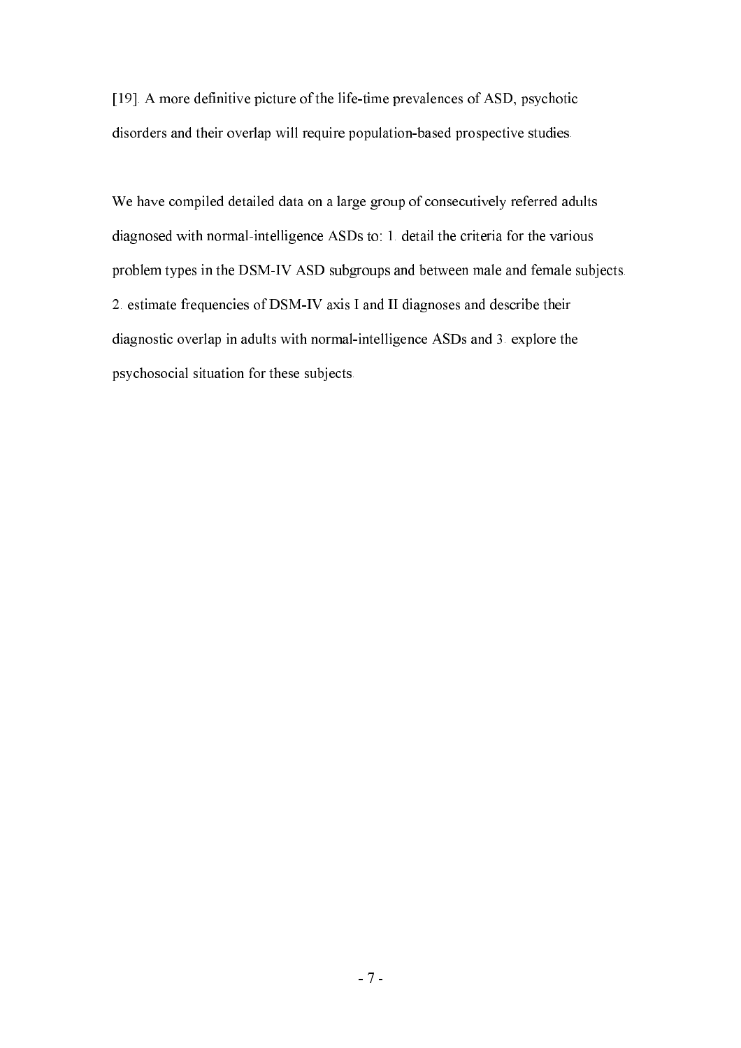[19]. A more definitive picture of the life-time prevalences of ASD, psychotic disorders and their overlap will require population-based prospective studies.

We have compiled detailed data on a large group of consecutively referred adults diagnosed with normal-intelligence ASDs to: 1. detail the criteria for the various problem types in the DSM-IV ASD subgroups and between male and female subjects. 2. estimate frequencies of DSM-IV axis I and II diagnoses and describe their diagnostic overlap in adults with normal-intelligence ASDs and 3. explore the psychosocial situation for these subjects.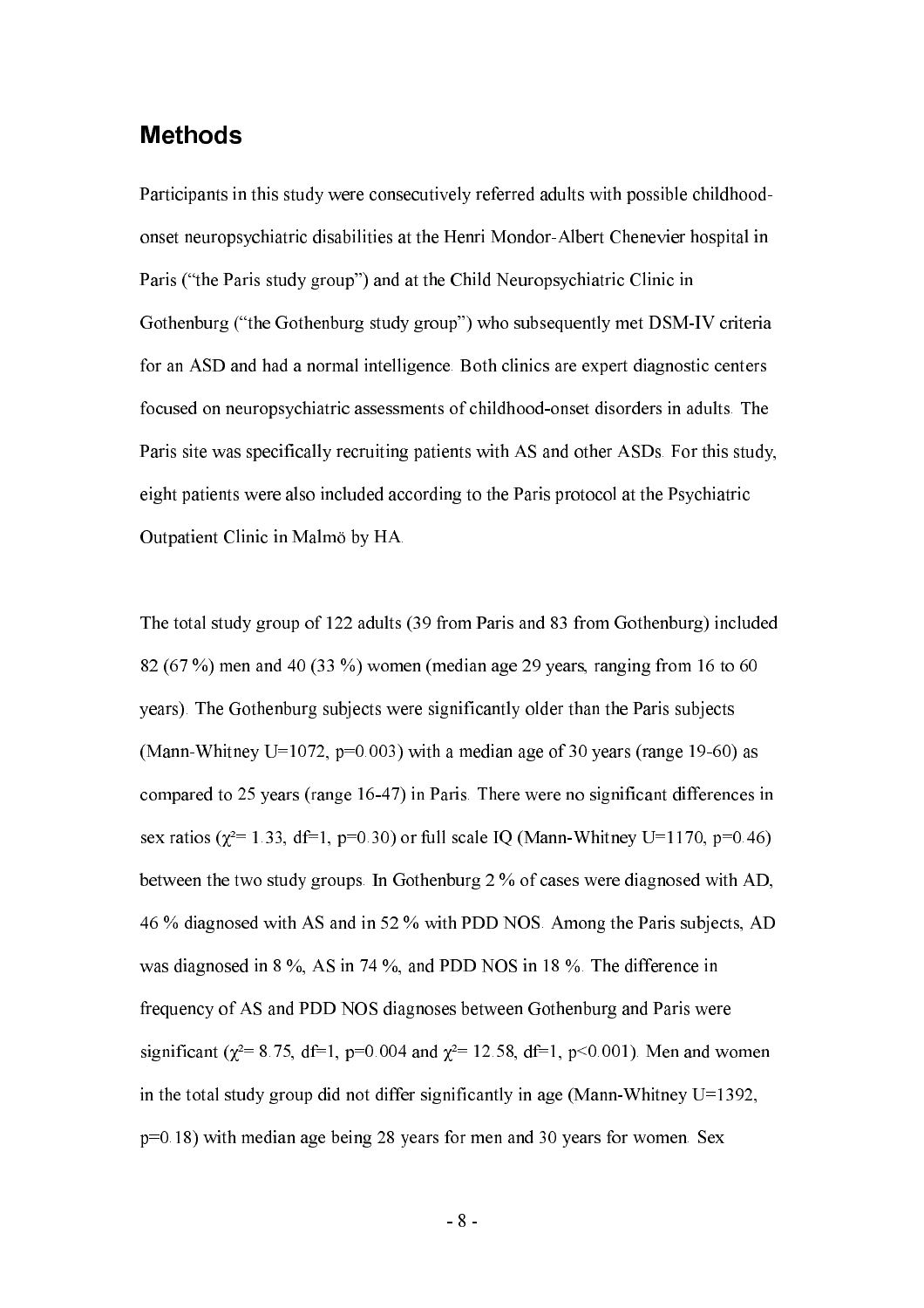## Methods

Participants in this study were consecutively referred adults with possible childhood-onset neuropsychiatric disabilities at the Henri Mondor-Albert Chenevier hospital in Paris ("the Paris study group") and at the Child Neuropsychiatric Clinic in Gothenburg ("the Gothenburg study group") who subsequently met DSM-IV criteria for an ASD and had a normal intelligence. Both clinics are expert diagnostic centers focused on neuropsychiatric assessments of childhood-onset disorders in adults. The Paris site was specifically recruiting patients with AS and other ASDs. For this study, eight patients were also included according to the Paris protocol at the Psychiatric Outpatient Clinic in Malmö by HA.

The total study group of 122 adults (39 from Paris and 83 from Gothenburg) included 82 (67 %) men and 40 (33 %) women (median age 29 years, ranging from 16 to 60 years). The Gothenburg subjects were significantly older than the Paris subjects (Mann-Whitney U=1072, p=0.003) with a median age of 30 years (range 19-60) as compared to 25 years (range 16-47) in Paris. There were no significant differences in sex ratios ($\chi^2$= 1.33, df=1, p=0.30) or full scale IQ (Mann-Whitney U=1170, p=0.46) between the two study groups. In Gothenburg 2 % of cases were diagnosed with AD, 46 % diagnosed with AS and in 52 % with PDD NOS. Among the Paris subjects, AD was diagnosed in 8 %, AS in 74 %, and PDD NOS in 18 %. The difference in frequency of AS and PDD NOS diagnoses between Gothenburg and Paris were significant ($\chi^2$= 8.75, df=1, p=0.004 and $\chi^2$= 12.58, df=1, p<0.001). Men and women in the total study group did not differ significantly in age (Mann-Whitney U=1392, p=0.18) with median age being 28 years for men and 30 years for women. Sex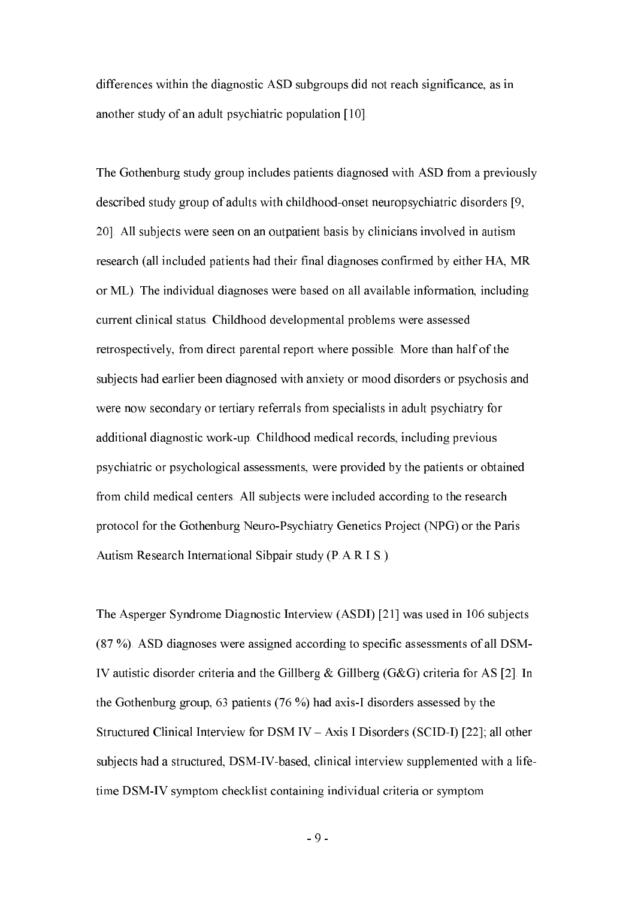differences within the diagnostic ASD subgroups did not reach significance, as in another study of an adult psychiatric population [10].

The Gothenburg study group includes patients diagnosed with ASD from a previously described study group of adults with childhood-onset neuropsychiatric disorders [9, 20]. All subjects were seen on an outpatient basis by clinicians involved in autism research (all included patients had their final diagnoses confirmed by either HA, MR or ML). The individual diagnoses were based on all available information, including current clinical status. Childhood developmental problems were assessed retrospectively, from direct parental report where possible. More than half of the subjects had earlier been diagnosed with anxiety or mood disorders or psychosis and were now secondary or tertiary referrals from specialists in adult psychiatry for additional diagnostic work-up. Childhood medical records, including previous psychiatric or psychological assessments, were provided by the patients or obtained from child medical centers. All subjects were included according to the research protocol for the Gothenburg Neuro-Psychiatry Genetics Project (NPG) or the Paris Autism Research International Sibpair study (P.A.R.I.S.).

The Asperger Syndrome Diagnostic Interview (ASDI) [21] was used in 106 subjects (87 %). ASD diagnoses were assigned according to specific assessments of all DSM-IV autistic disorder criteria and the Gillberg & Gillberg (G&G) criteria for AS [2]. In the Gothenburg group, 63 patients (76 %) had axis-I disorders assessed by the Structured Clinical Interview for DSM IV – Axis I Disorders (SCID-I) [22]; all other subjects had a structured, DSM-IV-based, clinical interview supplemented with a life-time DSM-IV symptom checklist containing individual criteria or symptom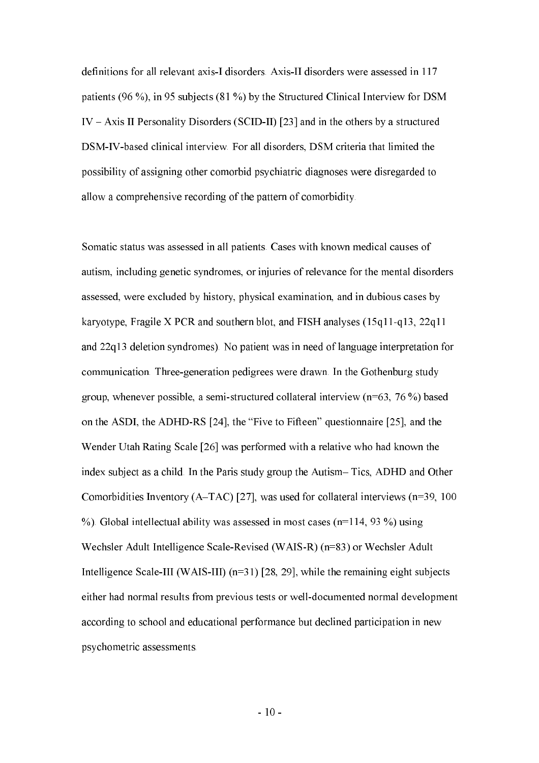definitions for all relevant axis-I disorders. Axis-II disorders were assessed in 117 patients (96 %), in 95 subjects (81 %) by the Structured Clinical Interview for DSM IV – Axis II Personality Disorders (SCID-II) [23] and in the others by a structured DSM-IV-based clinical interview. For all disorders, DSM criteria that limited the possibility of assigning other comorbid psychiatric diagnoses were disregarded to allow a comprehensive recording of the pattern of comorbidity.

Somatic status was assessed in all patients. Cases with known medical causes of autism, including genetic syndromes, or injuries of relevance for the mental disorders assessed, were excluded by history, physical examination, and in dubious cases by karyotype, Fragile X PCR and southern blot, and FISH analyses (15q11-q13, 22q11 and 22q13 deletion syndromes). No patient was in need of language interpretation for communication. Three-generation pedigrees were drawn. In the Gothenburg study group, whenever possible, a semi-structured collateral interview (n=63, 76 %) based on the ASDI, the ADHD-RS [24], the "Five to Fifteen" questionnaire [25], and the Wender Utah Rating Scale [26] was performed with a relative who had known the index subject as a child. In the Paris study group the Autism– Tics, ADHD and Other Comorbidities Inventory (A–TAC) [27], was used for collateral interviews (n=39, 100 %). Global intellectual ability was assessed in most cases (n=114, 93 %) using Wechsler Adult Intelligence Scale-Revised (WAIS-R) (n=83) or Wechsler Adult Intelligence Scale-III (WAIS-III) (n=31) [28, 29], while the remaining eight subjects either had normal results from previous tests or well-documented normal development according to school and educational performance but declined participation in new psychometric assessments.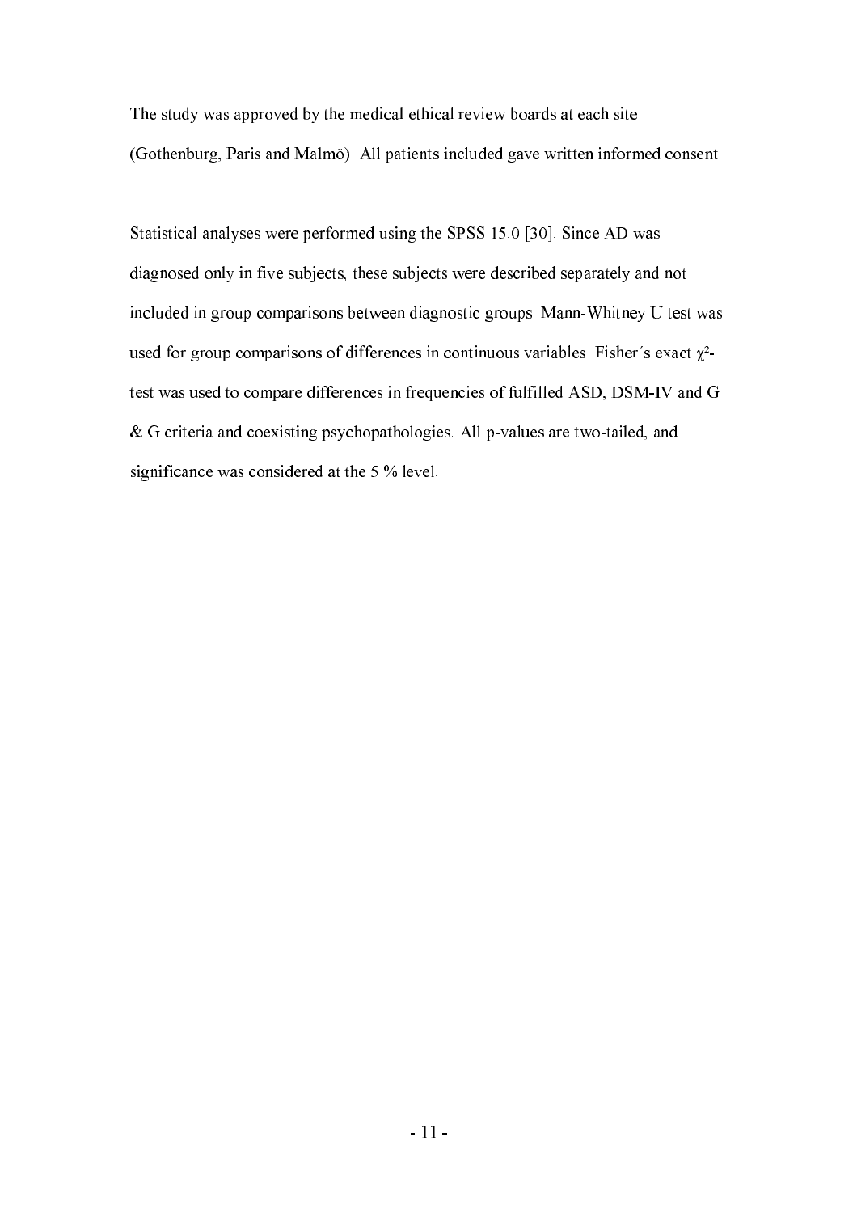The study was approved by the medical ethical review boards at each site (Gothenburg, Paris and Malmö). All patients included gave written informed consent.

Statistical analyses were performed using the SPSS 15.0 [30]. Since AD was diagnosed only in five subjects, these subjects were described separately and not included in group comparisons between diagnostic groups. Mann-Whitney U test was used for group comparisons of differences in continuous variables. Fisher´s exact $\chi^2$-test was used to compare differences in frequencies of fulfilled ASD, DSM-IV and G & G criteria and coexisting psychopathologies. All p-values are two-tailed, and significance was considered at the 5 % level.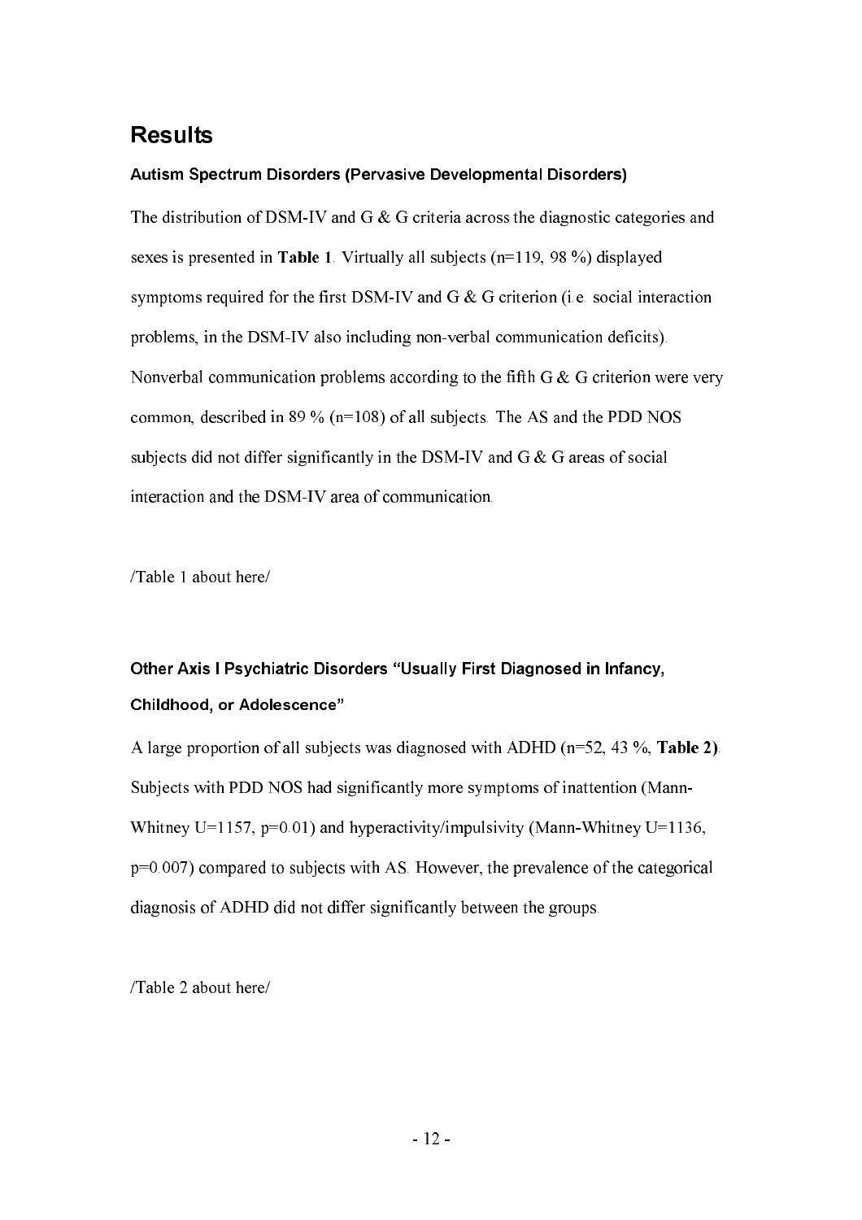## Results

### Autism Spectrum Disorders (Pervasive Developmental Disorders)

The distribution of DSM-IV and G & G criteria across the diagnostic categories and sexes is presented in **Table 1**. Virtually all subjects (n=119, 98 %) displayed symptoms required for the first DSM-IV and G & G criterion (i.e. social interaction problems, in the DSM-IV also including non-verbal communication deficits). Nonverbal communication problems according to the fifth G & G criterion were very common, described in 89 % (n=108) of all subjects. The AS and the PDD NOS subjects did not differ significantly in the DSM-IV and G & G areas of social interaction and the DSM-IV area of communication.

/Table 1 about here/

### Other Axis I Psychiatric Disorders "Usually First Diagnosed in Infancy, Childhood, or Adolescence"

A large proportion of all subjects was diagnosed with ADHD (n=52, 43 %, **Table 2)**. Subjects with PDD NOS had significantly more symptoms of inattention (Mann-Whitney U=1157, p=0.01) and hyperactivity/impulsivity (Mann-Whitney U=1136, p=0.007) compared to subjects with AS. However, the prevalence of the categorical diagnosis of ADHD did not differ significantly between the groups.

/Table 2 about here/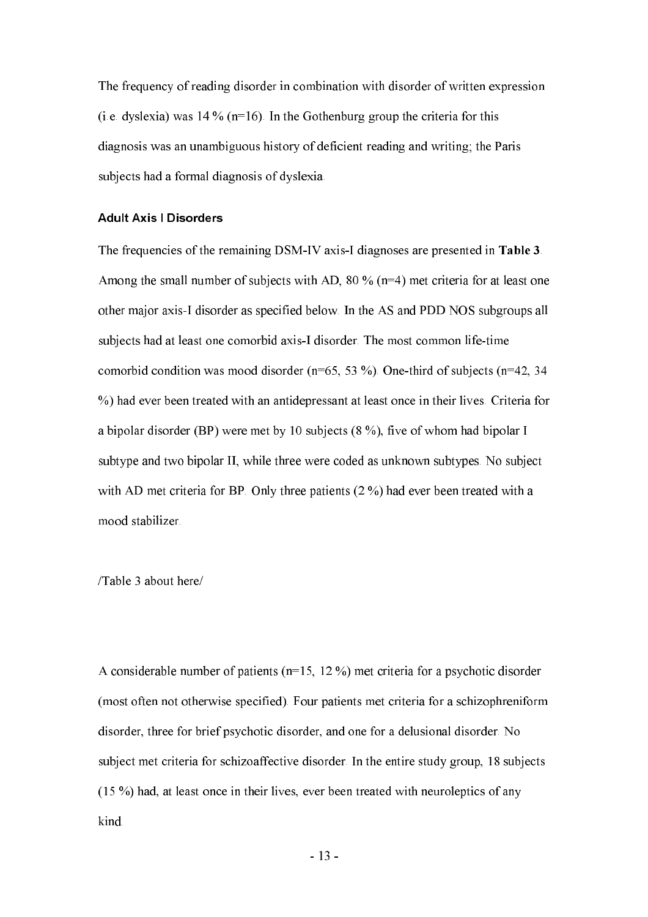The frequency of reading disorder in combination with disorder of written expression (i.e. dyslexia) was 14 % (n=16). In the Gothenburg group the criteria for this diagnosis was an unambiguous history of deficient reading and writing; the Paris subjects had a formal diagnosis of dyslexia.

### Adult Axis I Disorders

The frequencies of the remaining DSM-IV axis-I diagnoses are presented in **Table 3**. Among the small number of subjects with AD, 80 % (n=4) met criteria for at least one other major axis-I disorder as specified below. In the AS and PDD NOS subgroups all subjects had at least one comorbid axis-I disorder. The most common life-time comorbid condition was mood disorder (n=65, 53 %). One-third of subjects (n=42, 34 %) had ever been treated with an antidepressant at least once in their lives. Criteria for a bipolar disorder (BP) were met by 10 subjects (8 %), five of whom had bipolar I subtype and two bipolar II, while three were coded as unknown subtypes. No subject with AD met criteria for BP. Only three patients (2 %) had ever been treated with a mood stabilizer.

/Table 3 about here/

A considerable number of patients (n=15, 12 %) met criteria for a psychotic disorder (most often not otherwise specified). Four patients met criteria for a schizophreniform disorder, three for brief psychotic disorder, and one for a delusional disorder. No subject met criteria for schizoaffective disorder. In the entire study group, 18 subjects (15 %) had, at least once in their lives, ever been treated with neuroleptics of any kind.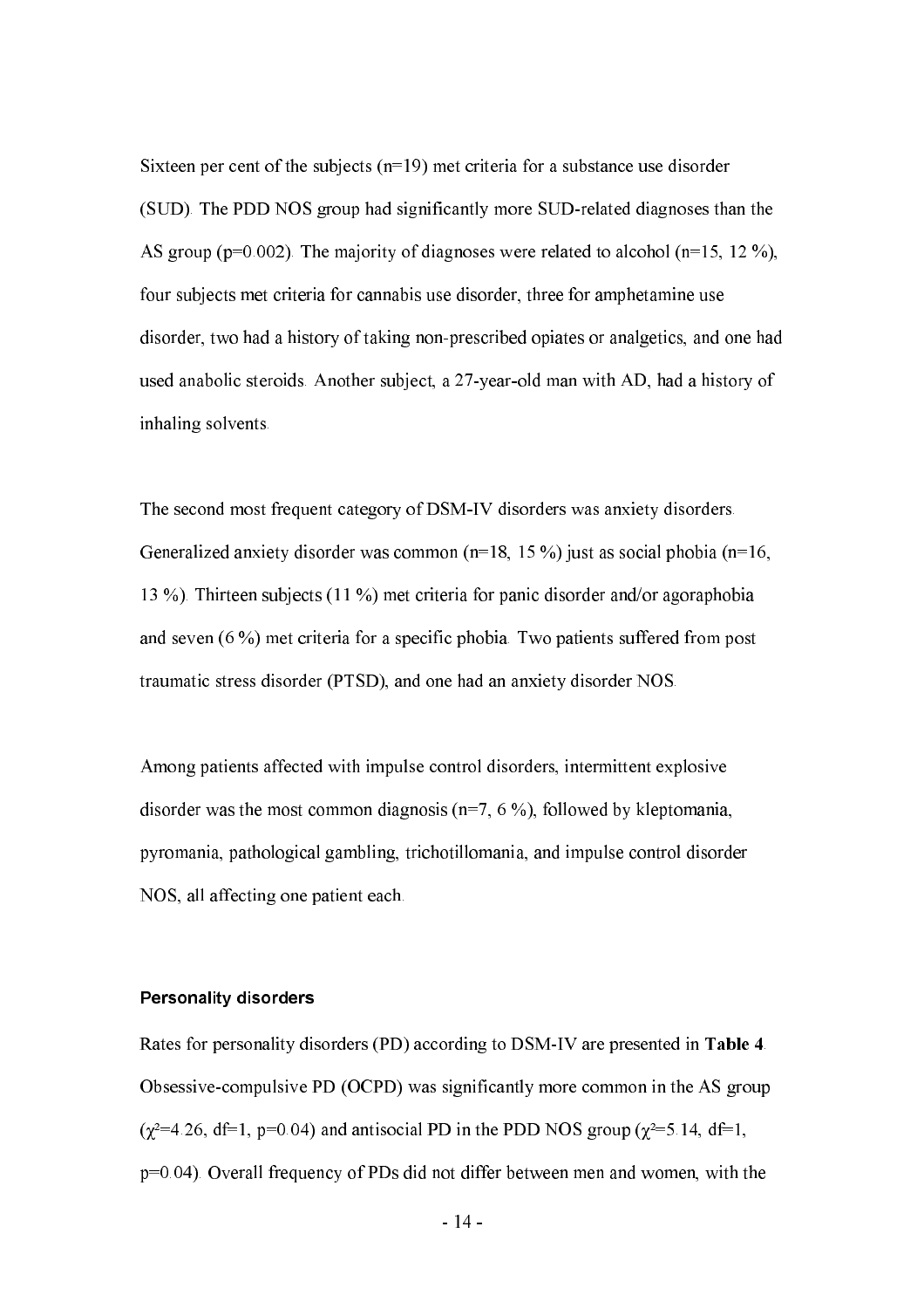Sixteen per cent of the subjects (n=19) met criteria for a substance use disorder (SUD). The PDD NOS group had significantly more SUD-related diagnoses than the AS group (p=0.002). The majority of diagnoses were related to alcohol (n=15, 12 %), four subjects met criteria for cannabis use disorder, three for amphetamine use disorder, two had a history of taking non-prescribed opiates or analgetics, and one had used anabolic steroids. Another subject, a 27-year-old man with AD, had a history of inhaling solvents.

The second most frequent category of DSM-IV disorders was anxiety disorders. Generalized anxiety disorder was common (n=18, 15 %) just as social phobia (n=16, 13 %). Thirteen subjects (11 %) met criteria for panic disorder and/or agoraphobia and seven (6 %) met criteria for a specific phobia. Two patients suffered from post traumatic stress disorder (PTSD), and one had an anxiety disorder NOS.

Among patients affected with impulse control disorders, intermittent explosive disorder was the most common diagnosis (n=7, 6 %), followed by kleptomania, pyromania, pathological gambling, trichotillomania, and impulse control disorder NOS, all affecting one patient each.

## Personality disorders

Rates for personality disorders (PD) according to DSM-IV are presented in **Table 4**. Obsessive-compulsive PD (OCPD) was significantly more common in the AS group ($\chi^2$=4.26, df=1, p=0.04) and antisocial PD in the PDD NOS group ($\chi^2$=5.14, df=1, p=0.04). Overall frequency of PDs did not differ between men and women, with the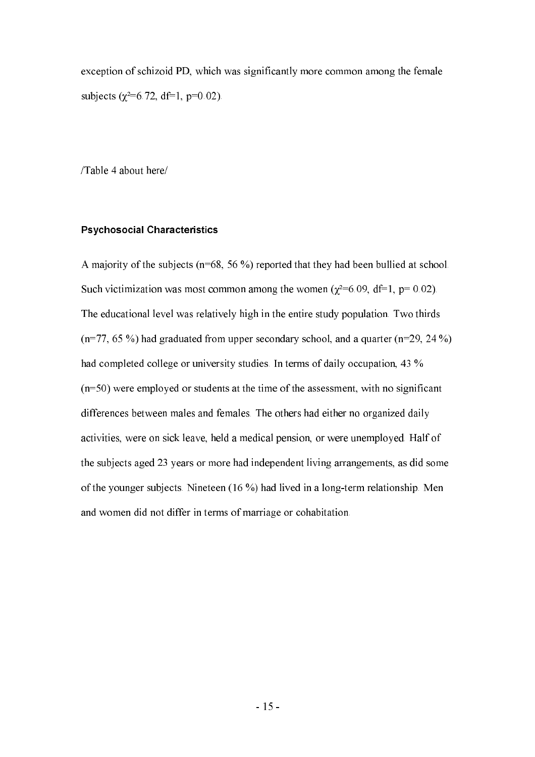exception of schizoid PD, which was significantly more common among the female subjects ($\chi^2$=6.72, df=1, p=0.02).

/Table 4 about here/

### Psychosocial Characteristics

A majority of the subjects (n=68, 56 %) reported that they had been bullied at school. Such victimization was most common among the women ($\chi^2$=6.09, df=1, p= 0.02). The educational level was relatively high in the entire study population. Two thirds (n=77, 65 %) had graduated from upper secondary school, and a quarter (n=29, 24 %) had completed college or university studies. In terms of daily occupation, 43 % (n=50) were employed or students at the time of the assessment, with no significant differences between males and females. The others had either no organized daily activities, were on sick leave, held a medical pension, or were unemployed. Half of the subjects aged 23 years or more had independent living arrangements, as did some of the younger subjects. Nineteen (16 %) had lived in a long-term relationship. Men and women did not differ in terms of marriage or cohabitation.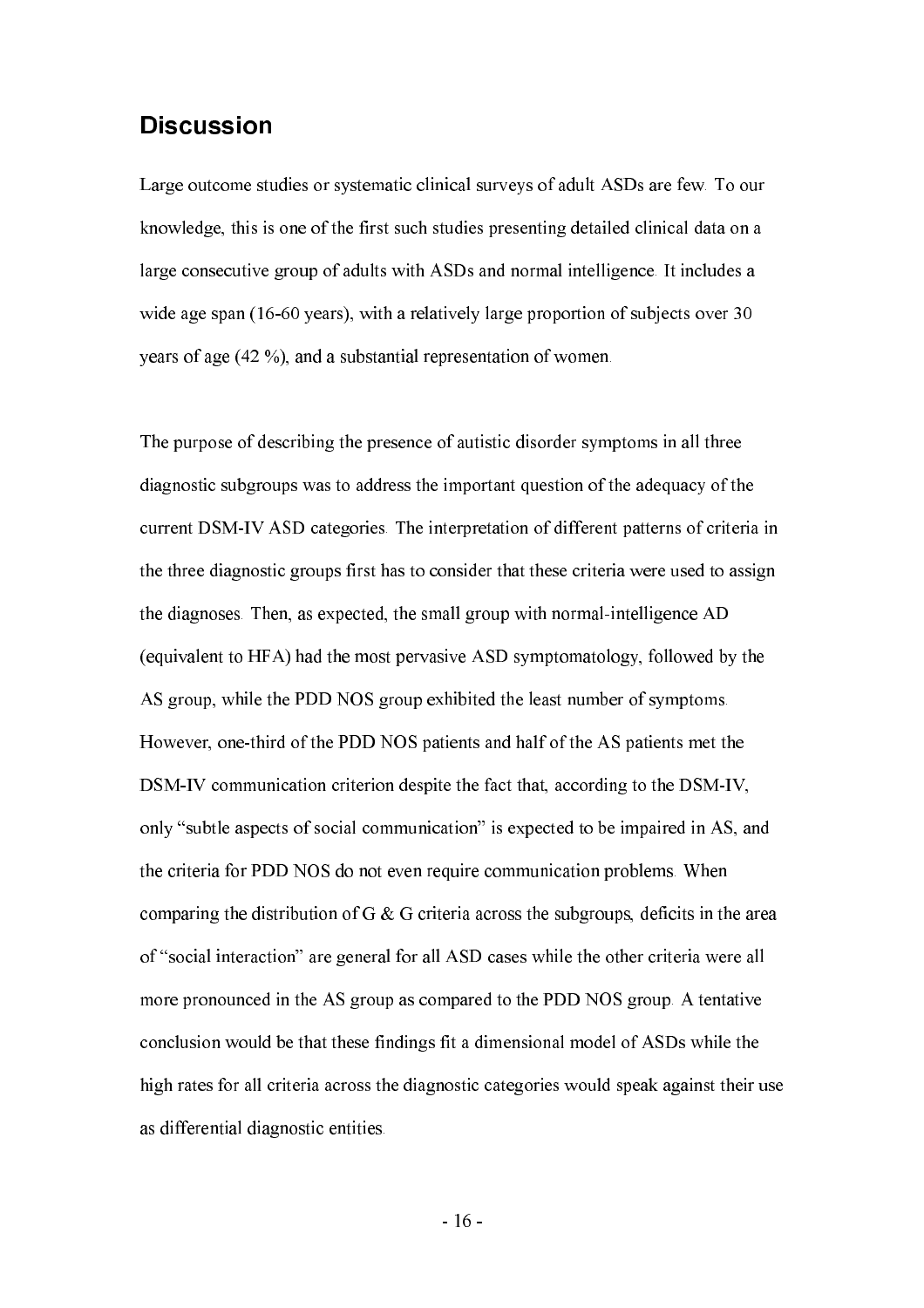## Discussion

Large outcome studies or systematic clinical surveys of adult ASDs are few. To our knowledge, this is one of the first such studies presenting detailed clinical data on a large consecutive group of adults with ASDs and normal intelligence. It includes a wide age span (16-60 years), with a relatively large proportion of subjects over 30 years of age (42 %), and a substantial representation of women.

The purpose of describing the presence of autistic disorder symptoms in all three diagnostic subgroups was to address the important question of the adequacy of the current DSM-IV ASD categories. The interpretation of different patterns of criteria in the three diagnostic groups first has to consider that these criteria were used to assign the diagnoses. Then, as expected, the small group with normal-intelligence AD (equivalent to HFA) had the most pervasive ASD symptomatology, followed by the AS group, while the PDD NOS group exhibited the least number of symptoms. However, one-third of the PDD NOS patients and half of the AS patients met the DSM-IV communication criterion despite the fact that, according to the DSM-IV, only "subtle aspects of social communication" is expected to be impaired in AS, and the criteria for PDD NOS do not even require communication problems. When comparing the distribution of G & G criteria across the subgroups, deficits in the area of "social interaction" are general for all ASD cases while the other criteria were all more pronounced in the AS group as compared to the PDD NOS group. A tentative conclusion would be that these findings fit a dimensional model of ASDs while the high rates for all criteria across the diagnostic categories would speak against their use as differential diagnostic entities.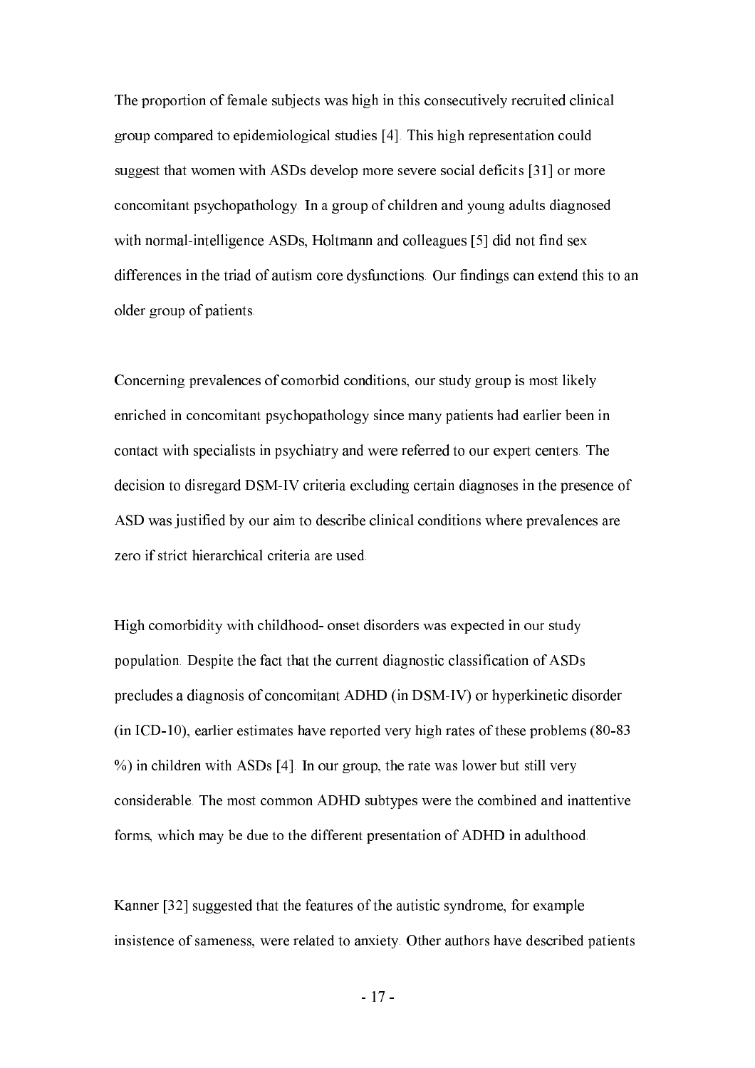The proportion of female subjects was high in this consecutively recruited clinical group compared to epidemiological studies [4]. This high representation could suggest that women with ASDs develop more severe social deficits [31] or more concomitant psychopathology. In a group of children and young adults diagnosed with normal-intelligence ASDs, Holtmann and colleagues [5] did not find sex differences in the triad of autism core dysfunctions. Our findings can extend this to an older group of patients.

Concerning prevalences of comorbid conditions, our study group is most likely enriched in concomitant psychopathology since many patients had earlier been in contact with specialists in psychiatry and were referred to our expert centers. The decision to disregard DSM-IV criteria excluding certain diagnoses in the presence of ASD was justified by our aim to describe clinical conditions where prevalences are zero if strict hierarchical criteria are used.

High comorbidity with childhood- onset disorders was expected in our study population. Despite the fact that the current diagnostic classification of ASDs precludes a diagnosis of concomitant ADHD (in DSM-IV) or hyperkinetic disorder (in ICD-10), earlier estimates have reported very high rates of these problems (80-83 %) in children with ASDs [4]. In our group, the rate was lower but still very considerable. The most common ADHD subtypes were the combined and inattentive forms, which may be due to the different presentation of ADHD in adulthood.

Kanner [32] suggested that the features of the autistic syndrome, for example insistence of sameness, were related to anxiety. Other authors have described patients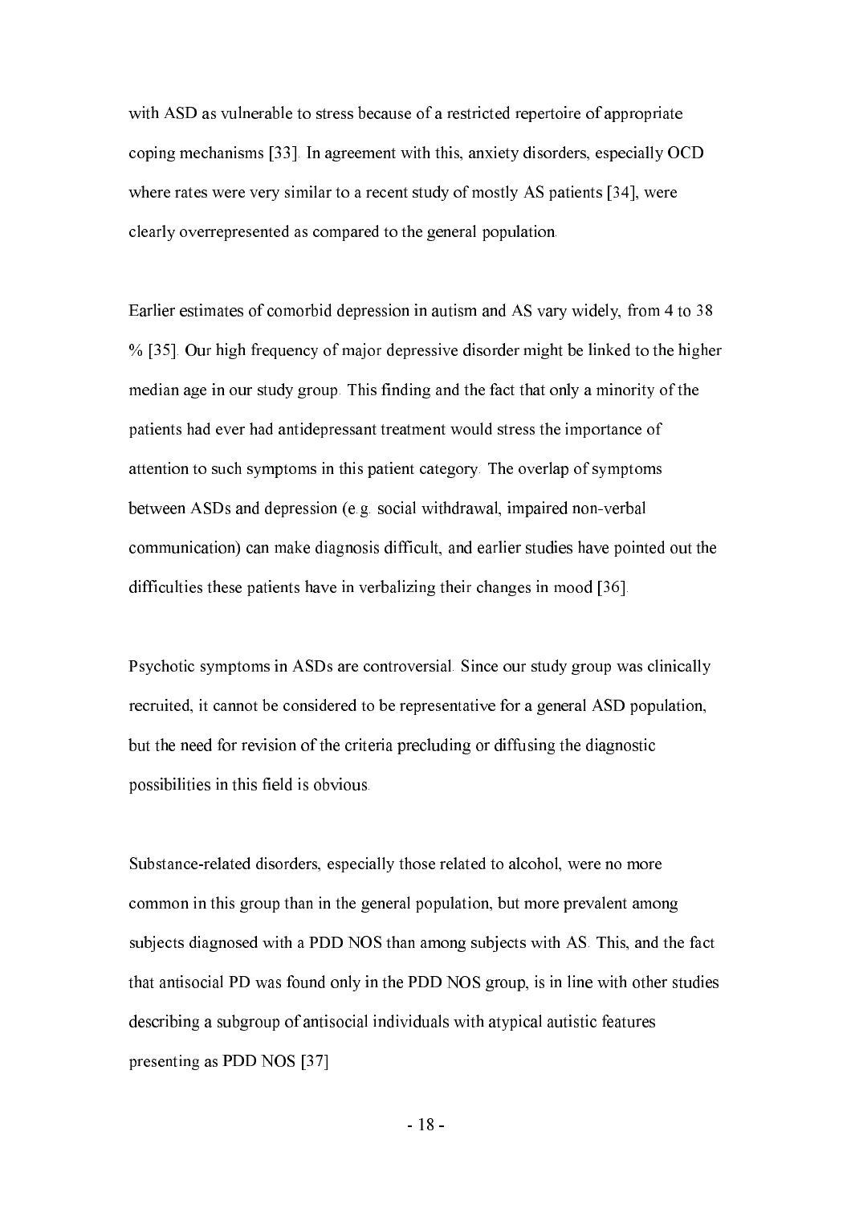with ASD as vulnerable to stress because of a restricted repertoire of appropriate coping mechanisms [33]. In agreement with this, anxiety disorders, especially OCD where rates were very similar to a recent study of mostly AS patients [34], were clearly overrepresented as compared to the general population.

Earlier estimates of comorbid depression in autism and AS vary widely, from 4 to 38 % [35]. Our high frequency of major depressive disorder might be linked to the higher median age in our study group. This finding and the fact that only a minority of the patients had ever had antidepressant treatment would stress the importance of attention to such symptoms in this patient category. The overlap of symptoms between ASDs and depression (e.g. social withdrawal, impaired non-verbal communication) can make diagnosis difficult, and earlier studies have pointed out the difficulties these patients have in verbalizing their changes in mood [36].

Psychotic symptoms in ASDs are controversial. Since our study group was clinically recruited, it cannot be considered to be representative for a general ASD population, but the need for revision of the criteria precluding or diffusing the diagnostic possibilities in this field is obvious.

Substance-related disorders, especially those related to alcohol, were no more common in this group than in the general population, but more prevalent among subjects diagnosed with a PDD NOS than among subjects with AS. This, and the fact that antisocial PD was found only in the PDD NOS group, is in line with other studies describing a subgroup of antisocial individuals with atypical autistic features presenting as PDD NOS [37]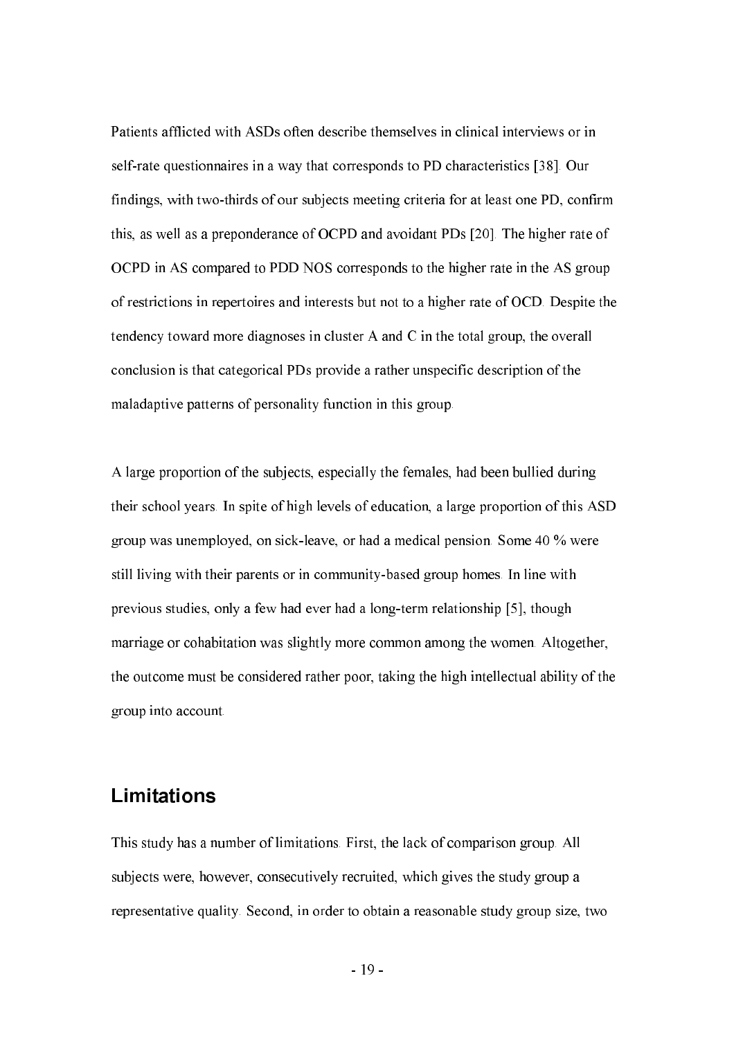Patients afflicted with ASDs often describe themselves in clinical interviews or in self-rate questionnaires in a way that corresponds to PD characteristics [38]. Our findings, with two-thirds of our subjects meeting criteria for at least one PD, confirm this, as well as a preponderance of OCPD and avoidant PDs [20]. The higher rate of OCPD in AS compared to PDD NOS corresponds to the higher rate in the AS group of restrictions in repertoires and interests but not to a higher rate of OCD. Despite the tendency toward more diagnoses in cluster A and C in the total group, the overall conclusion is that categorical PDs provide a rather unspecific description of the maladaptive patterns of personality function in this group.

A large proportion of the subjects, especially the females, had been bullied during their school years. In spite of high levels of education, a large proportion of this ASD group was unemployed, on sick-leave, or had a medical pension. Some 40 % were still living with their parents or in community-based group homes. In line with previous studies, only a few had ever had a long-term relationship [5], though marriage or cohabitation was slightly more common among the women. Altogether, the outcome must be considered rather poor, taking the high intellectual ability of the group into account.

## Limitations

This study has a number of limitations. First, the lack of comparison group. All subjects were, however, consecutively recruited, which gives the study group a representative quality. Second, in order to obtain a reasonable study group size, two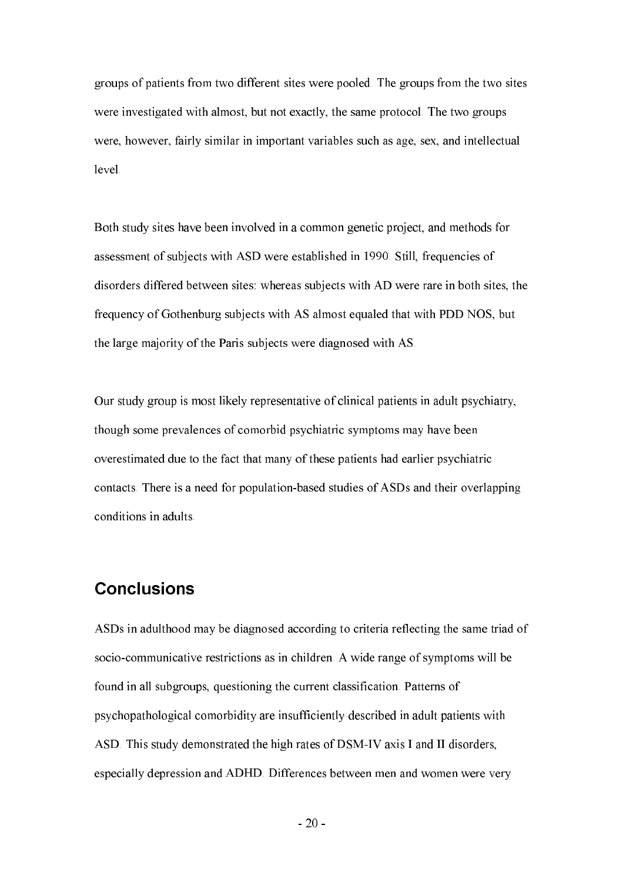groups of patients from two different sites were pooled. The groups from the two sites were investigated with almost, but not exactly, the same protocol. The two groups were, however, fairly similar in important variables such as age, sex, and intellectual level.

Both study sites have been involved in a common genetic project, and methods for assessment of subjects with ASD were established in 1990. Still, frequencies of disorders differed between sites: whereas subjects with AD were rare in both sites, the frequency of Gothenburg subjects with AS almost equaled that with PDD NOS, but the large majority of the Paris subjects were diagnosed with AS.

Our study group is most likely representative of clinical patients in adult psychiatry, though some prevalences of comorbid psychiatric symptoms may have been overestimated due to the fact that many of these patients had earlier psychiatric contacts. There is a need for population-based studies of ASDs and their overlapping conditions in adults.

## Conclusions

ASDs in adulthood may be diagnosed according to criteria reflecting the same triad of socio-communicative restrictions as in children. A wide range of symptoms will be found in all subgroups, questioning the current classification. Patterns of psychopathological comorbidity are insufficiently described in adult patients with ASD. This study demonstrated the high rates of DSM-IV axis I and II disorders, especially depression and ADHD. Differences between men and women were very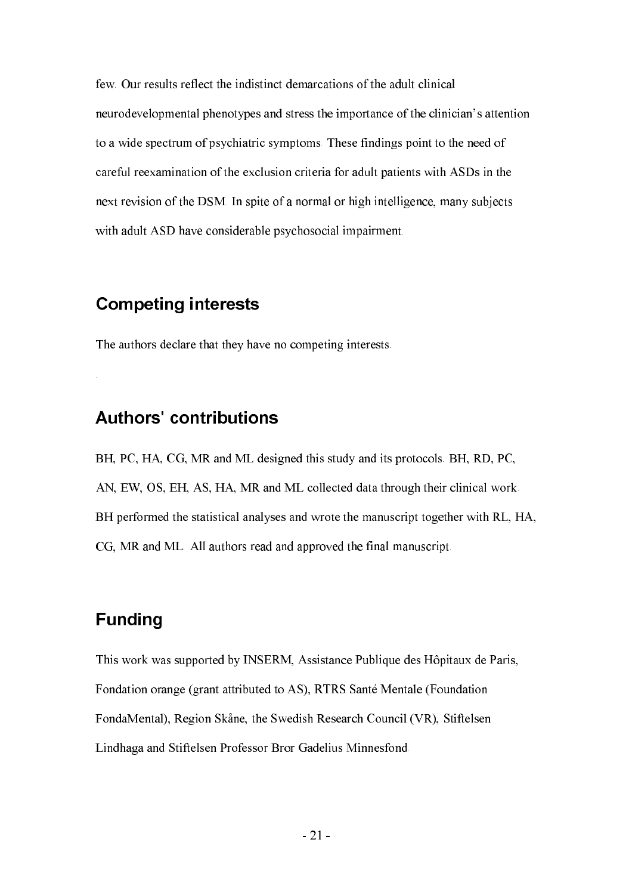few. Our results reflect the indistinct demarcations of the adult clinical neurodevelopmental phenotypes and stress the importance of the clinician's attention to a wide spectrum of psychiatric symptoms. These findings point to the need of careful reexamination of the exclusion criteria for adult patients with ASDs in the next revision of the DSM. In spite of a normal or high intelligence, many subjects with adult ASD have considerable psychosocial impairment.

## Competing interests

The authors declare that they have no competing interests.

## Authors' contributions

BH, PC, HA, CG, MR and ML designed this study and its protocols. BH, RD, PC, AN, EW, OS, EH, AS, HA, MR and ML collected data through their clinical work. BH performed the statistical analyses and wrote the manuscript together with RL, HA, CG, MR and ML. All authors read and approved the final manuscript.

## Funding

This work was supported by INSERM, Assistance Publique des Hôpitaux de Paris, Fondation orange (grant attributed to AS), RTRS Santé Mentale (Foundation FondaMental), Region Skåne, the Swedish Research Council (VR), Stiftelsen Lindhaga and Stiftelsen Professor Bror Gadelius Minnesfond.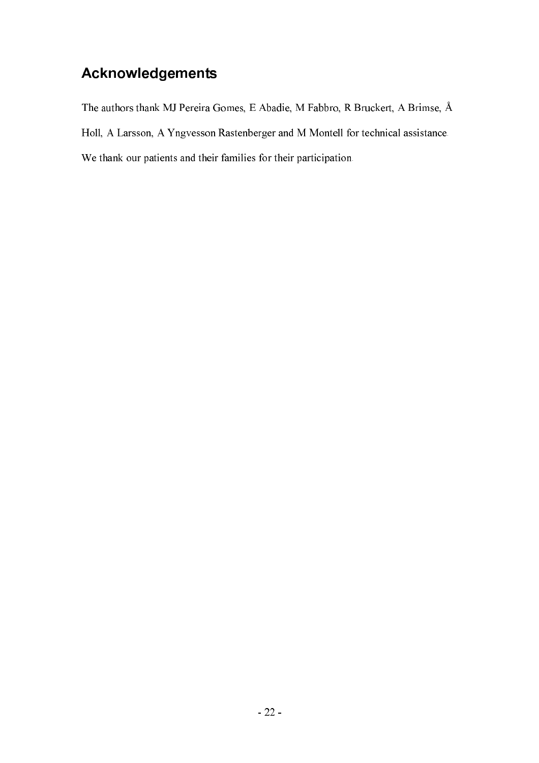## Acknowledgements

The authors thank MJ Pereira Gomes, E Abadie, M Fabbro, R Bruckert, A Brimse, Å Holl, A Larsson, A Yngvesson Rastenberger and M Montell for technical assistance. We thank our patients and their families for their participation.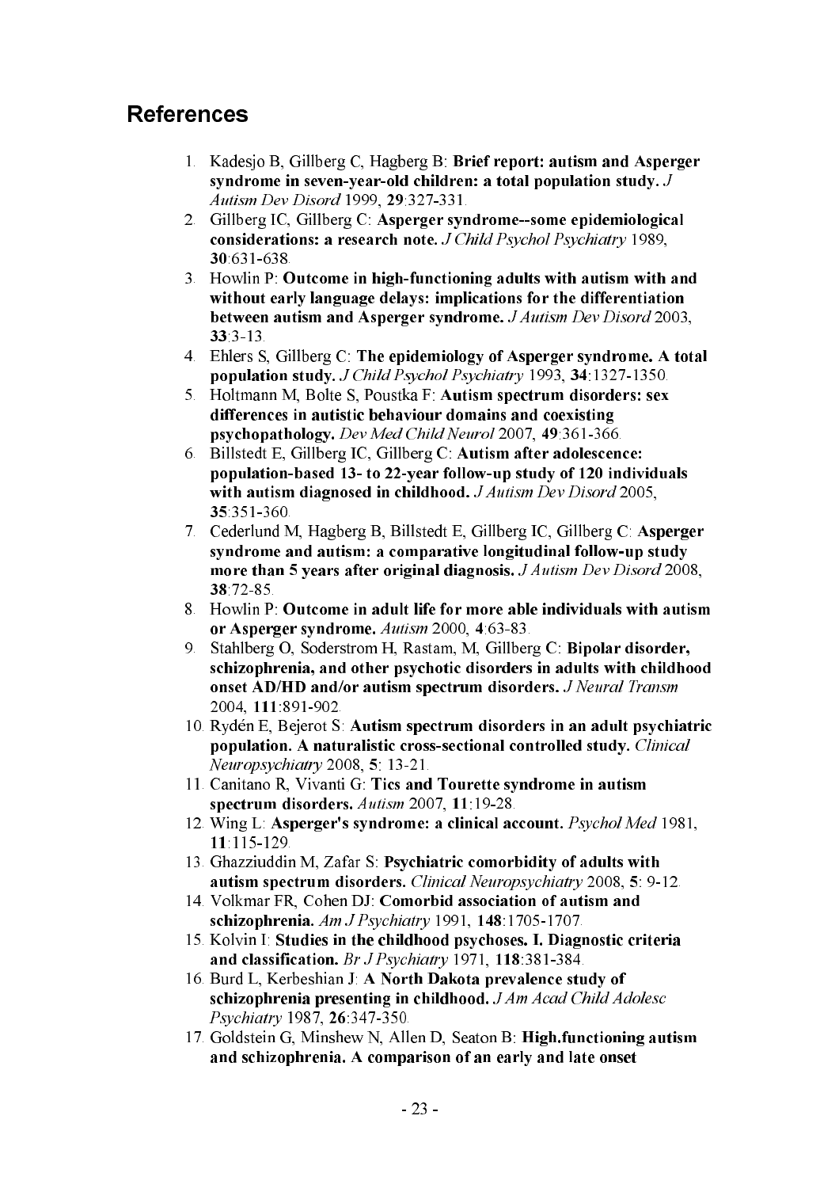## References

1. Kadesjo B, Gillberg C, Hagberg B: **Brief report: autism and Asperger syndrome in seven-year-old children: a total population study.** *J Autism Dev Disord* 1999, **29**:327-331.
2. Gillberg IC, Gillberg C: **Asperger syndrome--some epidemiological considerations: a research note.** *J Child Psychol Psychiatry* 1989, **30**:631-638.
3. Howlin P: **Outcome in high-functioning adults with autism with and without early language delays: implications for the differentiation between autism and Asperger syndrome.** *J Autism Dev Disord* 2003, **33**:3-13.
4. Ehlers S, Gillberg C: **The epidemiology of Asperger syndrome. A total population study.** *J Child Psychol Psychiatry* 1993, **34**:1327-1350.
5. Holtmann M, Bolte S, Poustka F: **Autism spectrum disorders: sex differences in autistic behaviour domains and coexisting psychopathology.** *Dev Med Child Neurol* 2007, **49**:361-366.
6. Billstedt E, Gillberg IC, Gillberg C: **Autism after adolescence: population-based 13- to 22-year follow-up study of 120 individuals with autism diagnosed in childhood.** *J Autism Dev Disord* 2005, **35**:351-360.
7. Cederlund M, Hagberg B, Billstedt E, Gillberg IC, Gillberg C: **Asperger syndrome and autism: a comparative longitudinal follow-up study more than 5 years after original diagnosis.** *J Autism Dev Disord* 2008, **38**:72-85.
8. Howlin P: **Outcome in adult life for more able individuals with autism or Asperger syndrome.** *Autism* 2000, **4**:63-83.
9. Stahlberg O, Soderstrom H, Rastam, M, Gillberg C: **Bipolar disorder, schizophrenia, and other psychotic disorders in adults with childhood onset AD/HD and/or autism spectrum disorders.** *J Neural Transm* 2004, **111**:891-902.
10. Rydén E, Bejerot S: **Autism spectrum disorders in an adult psychiatric population. A naturalistic cross-sectional controlled study.** *Clinical Neuropsychiatry* 2008, **5**: 13-21.
11. Canitano R, Vivanti G: **Tics and Tourette syndrome in autism spectrum disorders.** *Autism* 2007, **11**:19-28.
12. Wing L: **Asperger's syndrome: a clinical account.** *Psychol Med* 1981, **11**:115-129.
13. Ghazziuddin M, Zafar S: **Psychiatric comorbidity of adults with autism spectrum disorders.** *Clinical Neuropsychiatry* 2008, **5**: 9-12.
14. Volkmar FR, Cohen DJ: **Comorbid association of autism and schizophrenia.** *Am J Psychiatry* 1991, **148**:1705-1707.
15. Kolvin I: **Studies in the childhood psychoses. I. Diagnostic criteria and classification.** *Br J Psychiatry* 1971, **118**:381-384.
16. Burd L, Kerbeshian J: **A North Dakota prevalence study of schizophrenia presenting in childhood.** *J Am Acad Child Adolesc Psychiatry* 1987, **26**:347-350.
17. Goldstein G, Minshew N, Allen D, Seaton B: **High.functioning autism and schizophrenia. A comparison of an early and late onset**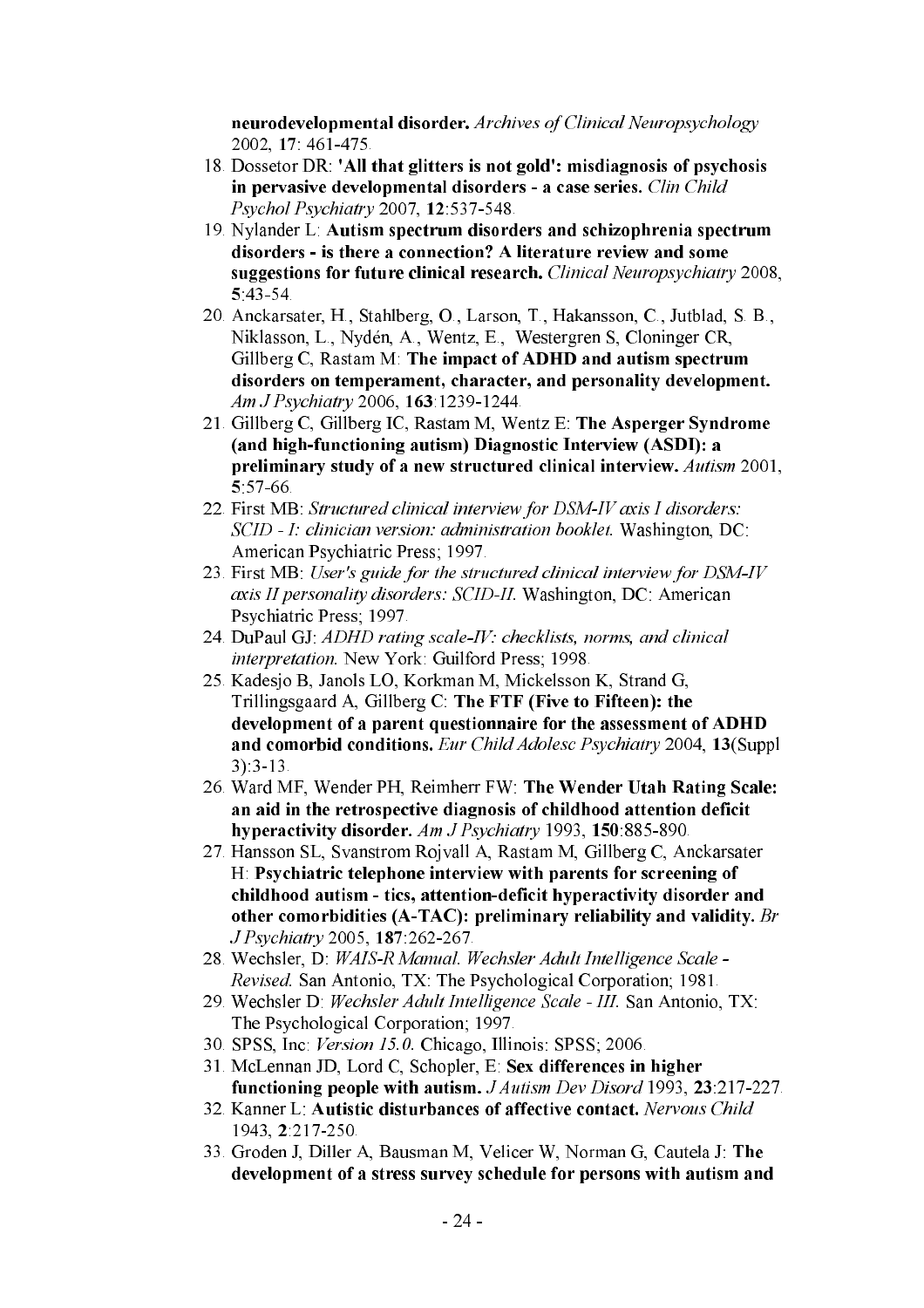**neurodevelopmental disorder.** *Archives of Clinical Neuropsychology* 2002, **17**: 461-475.

18. Dossetor DR: **'All that glitters is not gold': misdiagnosis of psychosis in pervasive developmental disorders - a case series.** *Clin Child Psychol Psychiatry* 2007, **12**:537-548.
19. Nylander L: **Autism spectrum disorders and schizophrenia spectrum disorders - is there a connection? A literature review and some suggestions for future clinical research.** *Clinical Neuropsychiatry* 2008, **5**:43-54.
20. Anckarsater, H., Stahlberg, O., Larson, T., Hakansson, C., Jutblad, S. B., Niklasson, L., Nydén, A., Wentz, E., Westergren S, Cloninger CR, Gillberg C, Rastam M: **The impact of ADHD and autism spectrum disorders on temperament, character, and personality development.** *Am J Psychiatry* 2006, **163**:1239-1244.
21. Gillberg C, Gillberg IC, Rastam M, Wentz E: **The Asperger Syndrome (and high-functioning autism) Diagnostic Interview (ASDI): a preliminary study of a new structured clinical interview.** *Autism* 2001, **5**:57-66.
22. First MB: *Structured clinical interview for DSM-IV axis I disorders: SCID - I: clinician version: administration booklet.* Washington, DC: American Psychiatric Press; 1997.
23. First MB: *User's guide for the structured clinical interview for DSM-IV axis II personality disorders: SCID-II.* Washington, DC: American Psychiatric Press; 1997.
24. DuPaul GJ: *ADHD rating scale-IV: checklists, norms, and clinical interpretation.* New York: Guilford Press; 1998.
25. Kadesjo B, Janols LO, Korkman M, Mickelsson K, Strand G, Trillingsgaard A, Gillberg C: **The FTF (Five to Fifteen): the development of a parent questionnaire for the assessment of ADHD and comorbid conditions.** *Eur Child Adolesc Psychiatry* 2004, **13**(Suppl 3):3-13.
26. Ward MF, Wender PH, Reimherr FW: **The Wender Utah Rating Scale: an aid in the retrospective diagnosis of childhood attention deficit hyperactivity disorder.** *Am J Psychiatry* 1993, **150**:885-890.
27. Hansson SL, Svanstrom Rojvall A, Rastam M, Gillberg C, Anckarsater H: **Psychiatric telephone interview with parents for screening of childhood autism - tics, attention-deficit hyperactivity disorder and other comorbidities (A-TAC): preliminary reliability and validity.** *Br J Psychiatry* 2005, **187**:262-267.
28. Wechsler, D: *WAIS-R Manual. Wechsler Adult Intelligence Scale - Revised.* San Antonio, TX: The Psychological Corporation; 1981.
29. Wechsler D: *Wechsler Adult Intelligence Scale - III.* San Antonio, TX: The Psychological Corporation; 1997.
30. SPSS, Inc: *Version 15.0.* Chicago, Illinois: SPSS; 2006.
31. McLennan JD, Lord C, Schopler, E: **Sex differences in higher functioning people with autism.** *J Autism Dev Disord* 1993, **23**:217-227.
32. Kanner L: **Autistic disturbances of affective contact.** *Nervous Child* 1943, **2**:217-250.
33. Groden J, Diller A, Bausman M, Velicer W, Norman G, Cautela J: **The development of a stress survey schedule for persons with autism and**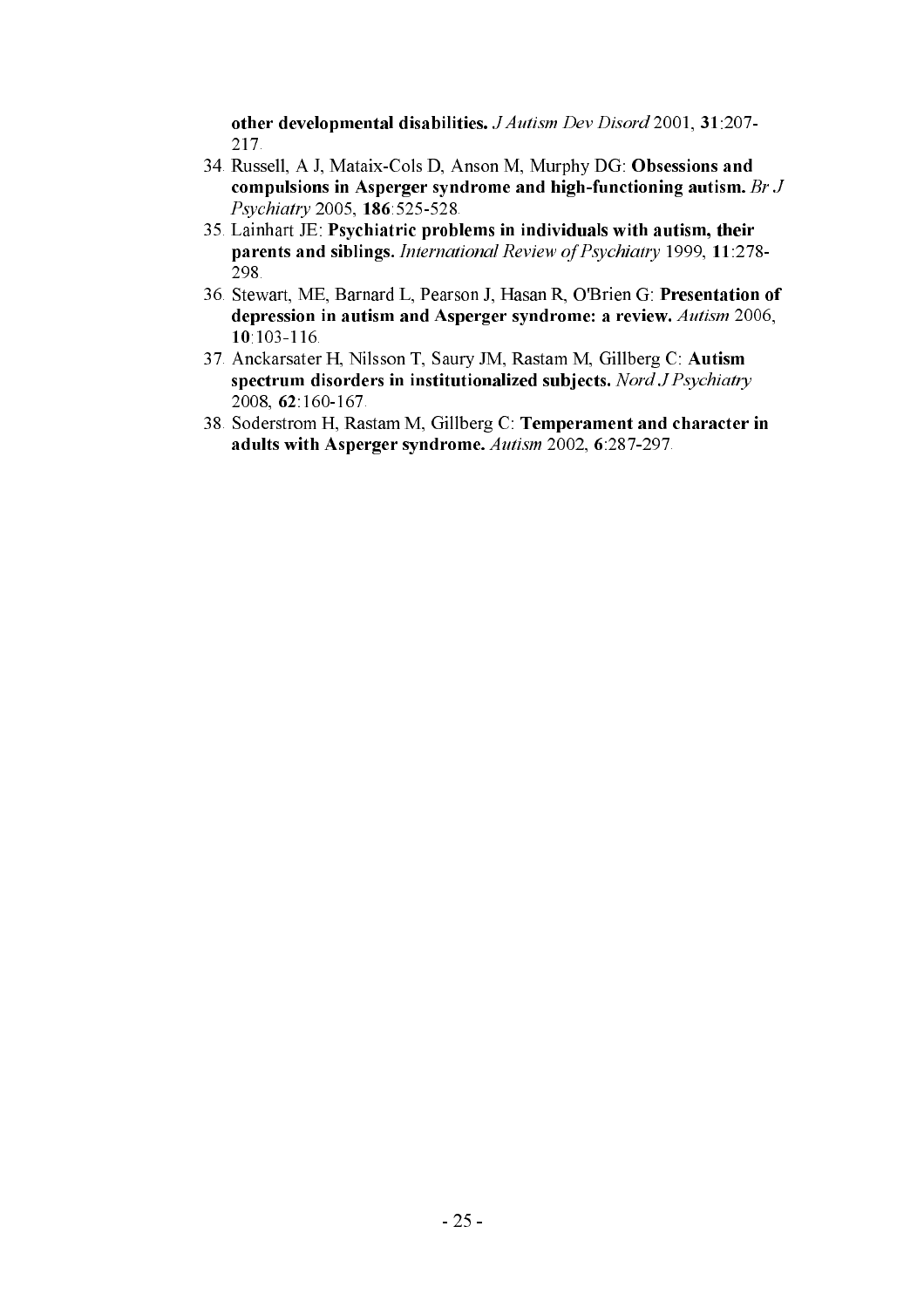**other developmental disabilities.** *J Autism Dev Disord* 2001, **31**:207-217.

34. Russell, A J, Mataix-Cols D, Anson M, Murphy DG: **Obsessions and compulsions in Asperger syndrome and high-functioning autism.** *Br J Psychiatry* 2005, **186**:525-528.
35. Lainhart JE: **Psychiatric problems in individuals with autism, their parents and siblings.** *International Review of Psychiatry* 1999, **11**:278-298.
36. Stewart, ME, Barnard L, Pearson J, Hasan R, O'Brien G: **Presentation of depression in autism and Asperger syndrome: a review.** *Autism* 2006, **10**:103-116.
37. Anckarsater H, Nilsson T, Saury JM, Rastam M, Gillberg C: **Autism spectrum disorders in institutionalized subjects.** *Nord J Psychiatry* 2008, **62**:160-167.
38. Soderstrom H, Rastam M, Gillberg C: **Temperament and character in adults with Asperger syndrome.** *Autism* 2002, **6**:287-297.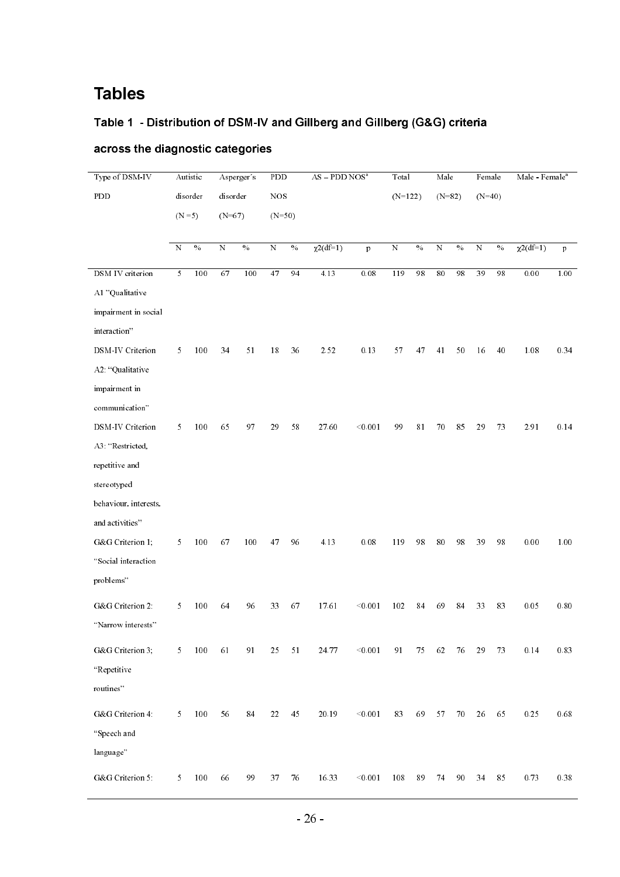# Tables

### Table 1 - Distribution of DSM-IV and Gillberg and Gillberg (G&G) criteria across the diagnostic categories

| Type of DSM-IV PDD | Autistic disorder (N =5) | | Asperger´s disorder (N=67) | | PDD NOS (N=50) | | AS – PDD NOS[a] | | Total (N=122) | | Male (N=82) | | Female (N=40) | | Male - Female[a] | |
|---|---|---|---|---|---|---|---|---|---|---|---|---|---|---|---|---|
| | N | % | N | % | N | % | $\chi2(df=1)$ | p | N | % | N | % | N | % | $\chi2(df=1)$ | p |
| DSM IV criterion A1 "Qualitative impairment in social interaction" | 5 | 100 | 67 | 100 | 47 | 94 | 4.13 | 0.08 | 119 | 98 | 80 | 98 | 39 | 98 | 0.00 | 1.00 |
| DSM-IV Criterion A2: "Qualitative impairment in communication" | 5 | 100 | 34 | 51 | 18 | 36 | 2.52 | 0.13 | 57 | 47 | 41 | 50 | 16 | 40 | 1.08 | 0.34 |
| DSM-IV Criterion A3: "Restricted, repetitive and stereotyped behaviour, interests, and activities" | 5 | 100 | 65 | 97 | 29 | 58 | 27.60 | <0.001 | 99 | 81 | 70 | 85 | 29 | 73 | 2.91 | 0.14 |
| G&G Criterion 1; "Social interaction problems" | 5 | 100 | 67 | 100 | 47 | 96 | 4.13 | 0.08 | 119 | 98 | 80 | 98 | 39 | 98 | 0.00 | 1.00 |
| G&G Criterion 2: "Narrow interests" | 5 | 100 | 64 | 96 | 33 | 67 | 17.61 | <0.001 | 102 | 84 | 69 | 84 | 33 | 83 | 0.05 | 0.80 |
| G&G Criterion 3; "Repetitive routines" | 5 | 100 | 61 | 91 | 25 | 51 | 24.77 | <0.001 | 91 | 75 | 62 | 76 | 29 | 73 | 0.14 | 0.83 |
| G&G Criterion 4: "Speech and language" | 5 | 100 | 56 | 84 | 22 | 45 | 20.19 | <0.001 | 83 | 69 | 57 | 70 | 26 | 65 | 0.25 | 0.68 |
| G&G Criterion 5: | 5 | 100 | 66 | 99 | 37 | 76 | 16.33 | <0.001 | 108 | 89 | 74 | 90 | 34 | 85 | 0.73 | 0.38 |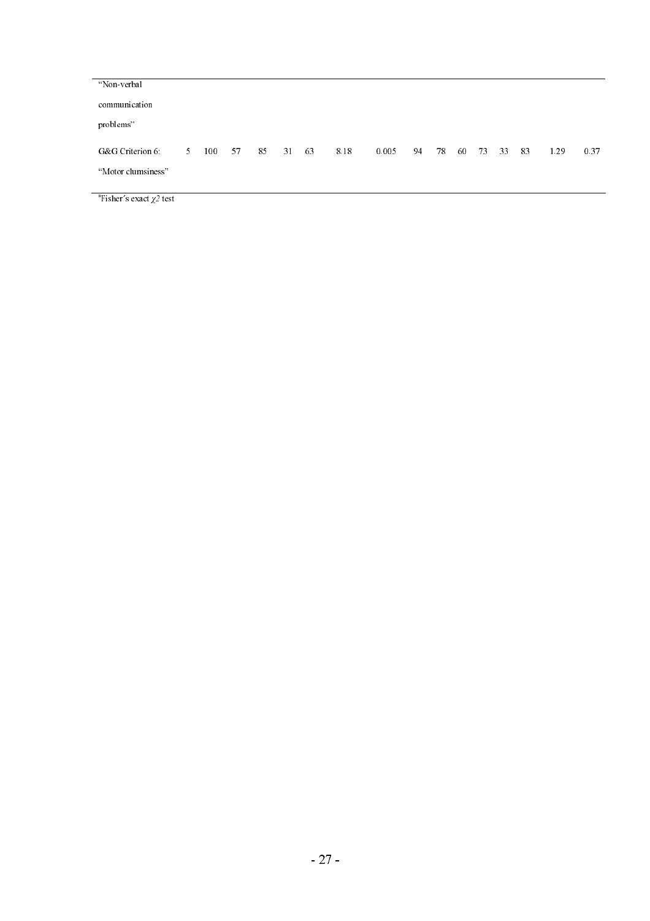| | | | | | | | | | | | | | | | | | |
|---|---|---|---|---|---|---|---|---|---|---|---|---|---|---|---|---|---|
| "Non-verbal communication problems" | | | | | | | | | | | | | | | | | |
| G&G Criterion 6: "Motor clumsiness" | 5 | 100 | 57 | 85 | 31 | 63 | 8.18 | 0.005 | 94 | 78 | 60 | 73 | 33 | 83 | 1.29 | 0.37 |

[a]Fisher's exact $\chi 2$ test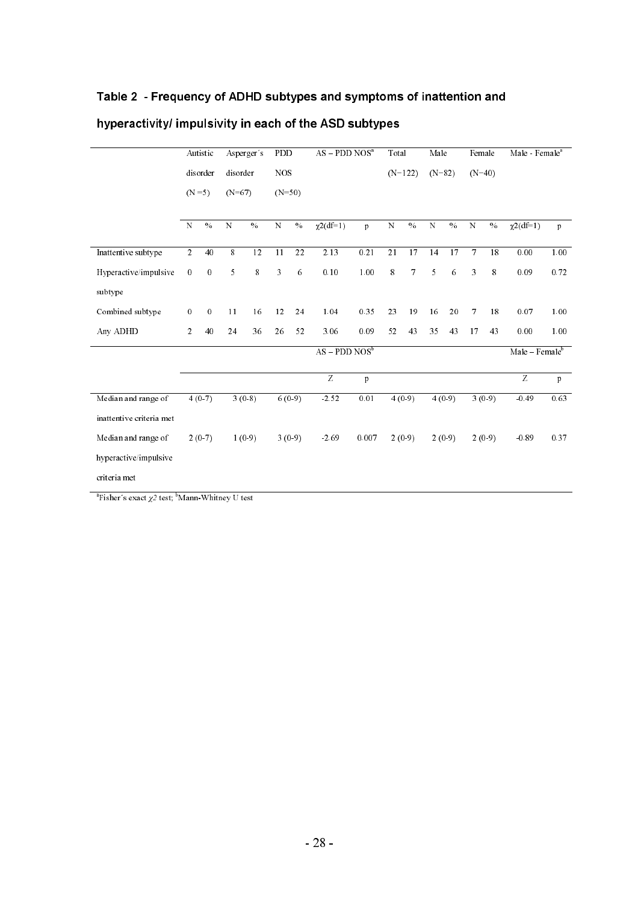## Table 2 - Frequency of ADHD subtypes and symptoms of inattention and hyperactivity/ impulsivity in each of the ASD subtypes

| | Autistic disorder (N =5) | | Asperger´s disorder (N=67) | | PDD NOS (N=50) | | AS – PDD NOS[a] | | Total (N=122) | | Male (N=82) | | Female (N=40) | | Male - Female[a] | |
|---|---|---|---|---|---|---|---|---|---|---|---|---|---|---|---|---|
| | N | % | N | % | N | % | $\chi2$(df=1) | p | N | % | N | % | N | % | $\chi2$(df=1) | p |
| Inattentive subtype | 2 | 40 | 8 | 12 | 11 | 22 | 2.13 | 0.21 | 21 | 17 | 14 | 17 | 7 | 18 | 0.00 | 1.00 |
| Hyperactive/impulsive subtype | 0 | 0 | 5 | 8 | 3 | 6 | 0.10 | 1.00 | 8 | 7 | 5 | 6 | 3 | 8 | 0.09 | 0.72 |
| Combined subtype | 0 | 0 | 11 | 16 | 12 | 24 | 1.04 | 0.35 | 23 | 19 | 16 | 20 | 7 | 18 | 0.07 | 1.00 |
| Any ADHD | 2 | 40 | 24 | 36 | 26 | 52 | 3.06 | 0.09 | 52 | 43 | 35 | 43 | 17 | 43 | 0.00 | 1.00 |
| | | | | | | | AS – PDD NOS[b] | | | | | | | | Male – Female[b] | |
| | | | | | | | Z | p | | | | | | | Z | p |
| Median and range of inattentive criteria met | 4 (0-7) | | 3 (0-8) | | 6 (0-9) | | -2.52 | 0.01 | 4 (0-9) | | 4 (0-9) | | 3 (0-9) | | -0.49 | 0.63 |
| Median and range of hyperactive/impulsive criteria met | 2 (0-7) | | 1 (0-9) | | 3 (0-9) | | -2.69 | 0.007 | 2 (0-9) | | 2 (0-9) | | 2 (0-9) | | -0.89 | 0.37 |

[a]Fisher´s exact $\chi2$ test; [b]Mann-Whitney U test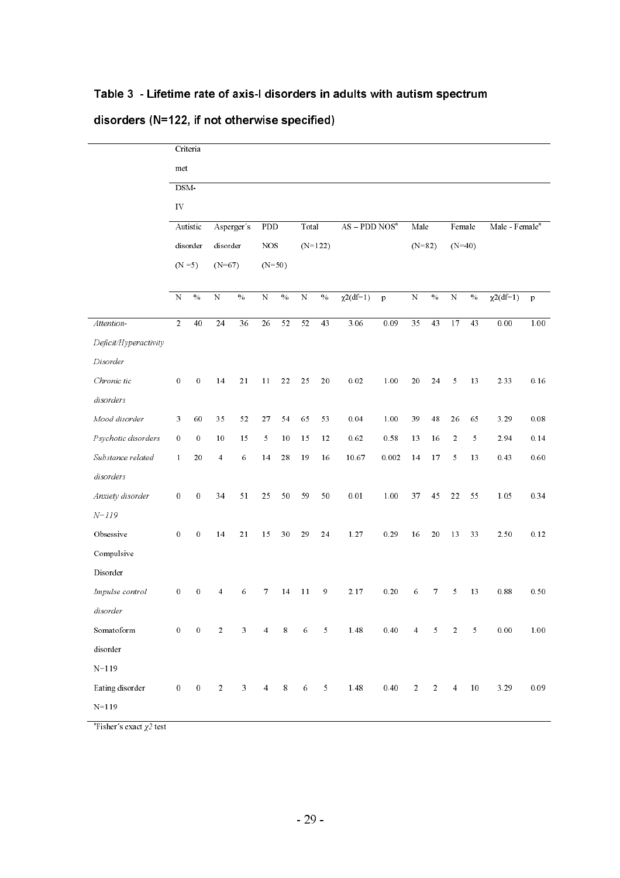### Table 3 - Lifetime rate of axis-I disorders in adults with autism spectrum disorders (N=122, if not otherwise specified)

| | Criteria met DSM-IV | | | | | | | | | | | | | | | |
|---|---|---|---|---|---|---|---|---|---|---|---|---|---|---|---|---|
| | Autistic disorder (N =5) | | Asperger´s disorder (N=67) | | PDD NOS (N=50) | | Total (N=122) | | AS – PDD NOS[a] | | Male (N=82) | | Female (N=40) | | Male - Female[a] | |
| | N | % | N | % | N | % | N | % | $\chi2$(df=1) | p | N | % | N | % | $\chi2$(df=1) | p |
| *Attention-Deficit/Hyperactivity Disorder* | 2 | 40 | 24 | 36 | 26 | 52 | 52 | 43 | 3.06 | 0.09 | 35 | 43 | 17 | 43 | 0.00 | 1.00 |
| *Chronic tic disorders* | 0 | 0 | 14 | 21 | 11 | 22 | 25 | 20 | 0.02 | 1.00 | 20 | 24 | 5 | 13 | 2.33 | 0.16 |
| *Mood disorder* | 3 | 60 | 35 | 52 | 27 | 54 | 65 | 53 | 0.04 | 1.00 | 39 | 48 | 26 | 65 | 3.29 | 0.08 |
| *Psychotic disorders* | 0 | 0 | 10 | 15 | 5 | 10 | 15 | 12 | 0.62 | 0.58 | 13 | 16 | 2 | 5 | 2.94 | 0.14 |
| *Substance related disorders* | 1 | 20 | 4 | 6 | 14 | 28 | 19 | 16 | 10.67 | 0.002 | 14 | 17 | 5 | 13 | 0.43 | 0.60 |
| *Anxiety disorder N=119* | 0 | 0 | 34 | 51 | 25 | 50 | 59 | 50 | 0.01 | 1.00 | 37 | 45 | 22 | 55 | 1.05 | 0.34 |
| Obsessive Compulsive Disorder | 0 | 0 | 14 | 21 | 15 | 30 | 29 | 24 | 1.27 | 0.29 | 16 | 20 | 13 | 33 | 2.50 | 0.12 |
| *Impulse control disorder* | 0 | 0 | 4 | 6 | 7 | 14 | 11 | 9 | 2.17 | 0.20 | 6 | 7 | 5 | 13 | 0.88 | 0.50 |
| Somatoform disorder N=119 | 0 | 0 | 2 | 3 | 4 | 8 | 6 | 5 | 1.48 | 0.40 | 4 | 5 | 2 | 5 | 0.00 | 1.00 |
| Eating disorder N=119 | 0 | 0 | 2 | 3 | 4 | 8 | 6 | 5 | 1.48 | 0.40 | 2 | 2 | 4 | 10 | 3.29 | 0.09 |

[a]Fisher´s exact $\chi2$ test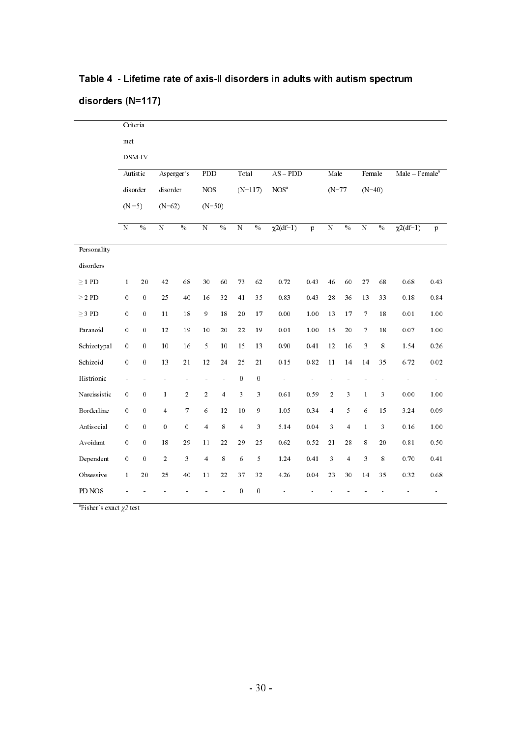## Table 4 - Lifetime rate of axis-II disorders in adults with autism spectrum disorders (N=117)

| | Criteria met DSM-IV | | | | | | | | | | | | | | | |
|---|---|---|---|---|---|---|---|---|---|---|---|---|---|---|---|---|
| | Autistic disorder (N =5) | | Asperger´s disorder (N=62) | | PDD NOS (N=50) | | Total (N=117) | | AS – PDD NOS[a] | | Male (N=77 | | Female (N=40) | | Male – Female[a] | |
| | N | % | N | % | N | % | N | % | $\chi2$(df=1) | p | N | % | N | % | $\chi2$(df=1) | p |
| Personality disorders | | | | | | | | | | | | | | | | |
| ≥ 1 PD | 1 | 20 | 42 | 68 | 30 | 60 | 73 | 62 | 0.72 | 0.43 | 46 | 60 | 27 | 68 | 0.68 | 0.43 |
| ≥ 2 PD | 0 | 0 | 25 | 40 | 16 | 32 | 41 | 35 | 0.83 | 0.43 | 28 | 36 | 13 | 33 | 0.18 | 0.84 |
| ≥ 3 PD | 0 | 0 | 11 | 18 | 9 | 18 | 20 | 17 | 0.00 | 1.00 | 13 | 17 | 7 | 18 | 0.01 | 1.00 |
| Paranoid | 0 | 0 | 12 | 19 | 10 | 20 | 22 | 19 | 0.01 | 1.00 | 15 | 20 | 7 | 18 | 0.07 | 1.00 |
| Schizotypal | 0 | 0 | 10 | 16 | 5 | 10 | 15 | 13 | 0.90 | 0.41 | 12 | 16 | 3 | 8 | 1.54 | 0.26 |
| Schizoid | 0 | 0 | 13 | 21 | 12 | 24 | 25 | 21 | 0.15 | 0.82 | 11 | 14 | 14 | 35 | 6.72 | 0.02 |
| Histrionic | - | - | - | - | - | - | 0 | 0 | - | - | - | - | - | - | - | - |
| Narcissistic | 0 | 0 | 1 | 2 | 2 | 4 | 3 | 3 | 0.61 | 0.59 | 2 | 3 | 1 | 3 | 0.00 | 1.00 |
| Borderline | 0 | 0 | 4 | 7 | 6 | 12 | 10 | 9 | 1.05 | 0.34 | 4 | 5 | 6 | 15 | 3.24 | 0.09 |
| Antisocial | 0 | 0 | 0 | 0 | 4 | 8 | 4 | 3 | 5.14 | 0.04 | 3 | 4 | 1 | 3 | 0.16 | 1.00 |
| Avoidant | 0 | 0 | 18 | 29 | 11 | 22 | 29 | 25 | 0.62 | 0.52 | 21 | 28 | 8 | 20 | 0.81 | 0.50 |
| Dependent | 0 | 0 | 2 | 3 | 4 | 8 | 6 | 5 | 1.24 | 0.41 | 3 | 4 | 3 | 8 | 0.70 | 0.41 |
| Obsessive | 1 | 20 | 25 | 40 | 11 | 22 | 37 | 32 | 4.26 | 0.04 | 23 | 30 | 14 | 35 | 0.32 | 0.68 |
| PD NOS | - | - | - | - | - | - | 0 | 0 | - | - | - | - | - | - | - | - |

[a]Fisher´s exact $\chi2$ test